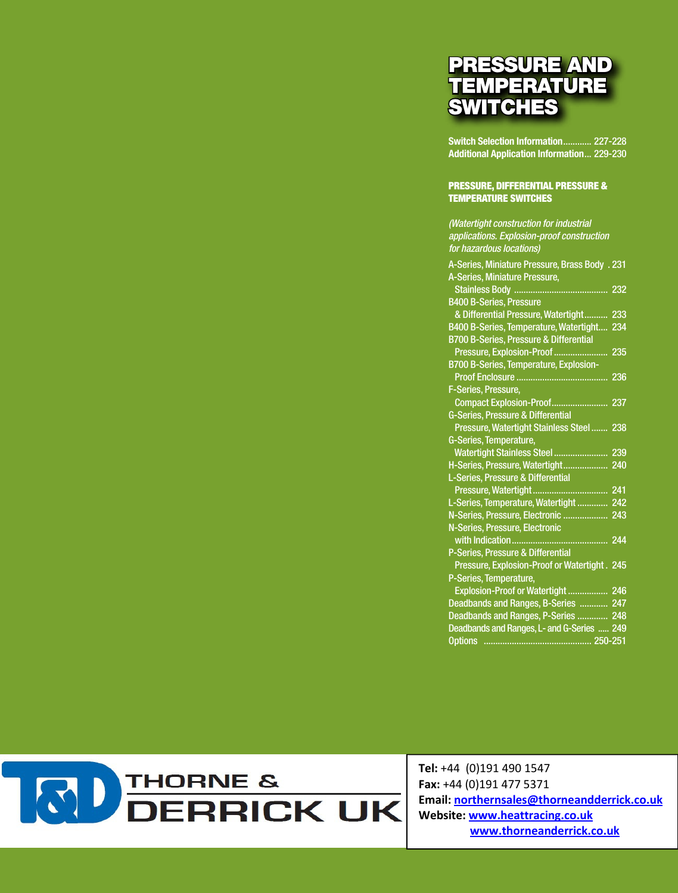# PRESSURE AND TEMPERATURE SWITCHES

Switch Selection Information............ 227-228
Additional Application Information... 229-230

## PRESSURE, DIFFERENTIAL PRESSURE & TEMPERATURE SWITCHES

*(Watertight construction for industrial applications. Explosion-proof construction for hazardous locations)*

A-Series, Miniature Pressure, Brass Body . 231
A-Series, Miniature Pressure, Stainless Body ........................................ 232
B400 B-Series, Pressure & Differential Pressure, Watertight.......... 233
B400 B-Series, Temperature, Watertight.... 234
B700 B-Series, Pressure & Differential Pressure, Explosion-Proof ....................... 235
B700 B-Series, Temperature, Explosion-Proof Enclosure ....................................... 236
F-Series, Pressure, Compact Explosion-Proof........................ 237
G-Series, Pressure & Differential Pressure, Watertight Stainless Steel ....... 238
G-Series, Temperature, Watertight Stainless Steel ....................... 239
H-Series, Pressure, Watertight................... 240
L-Series, Pressure & Differential Pressure, Watertight................................ 241
L-Series, Temperature, Watertight ............. 242
N-Series, Pressure, Electronic ................... 243
N-Series, Pressure, Electronic with Indication......................................... 244
P-Series, Pressure & Differential Pressure, Explosion-Proof or Watertight . 245
P-Series, Temperature, Explosion-Proof or Watertight ................. 246
Deadbands and Ranges, B-Series ............ 247
Deadbands and Ranges, P-Series ............. 248
Deadbands and Ranges, L- and G-Series ..... 249
Options .............................................. 250-251

T&D THORNE & DERRICK UK

**Tel:** +44 (0)191 490 1547
**Fax:** +44 (0)191 477 5371
**Email:** northernsales@thorneandderrick.co.uk
**Website:** www.heattracing.co.uk
www.thorneanderrick.co.uk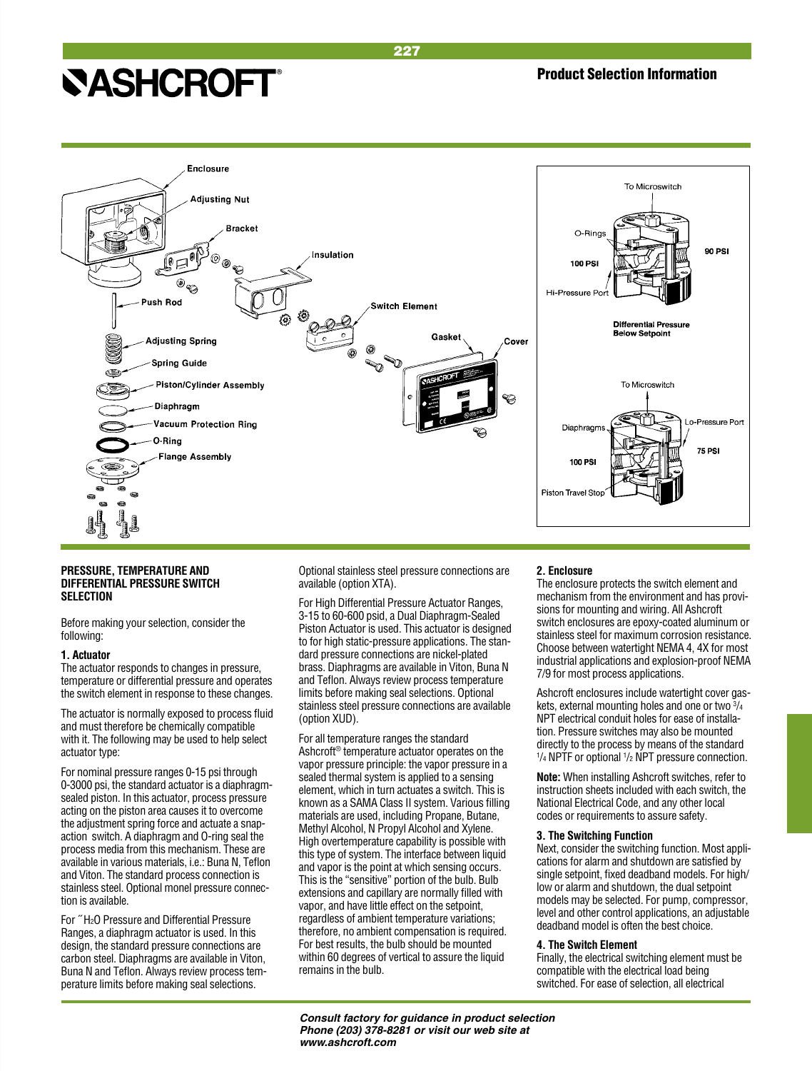## Product Selection Information

### PRESSURE, TEMPERATURE AND DIFFERENTIAL PRESSURE SWITCH SELECTION

Before making your selection, consider the following:

**1. Actuator**

The actuator responds to changes in pressure, temperature or differential pressure and operates the switch element in response to these changes.

The actuator is normally exposed to process fluid and must therefore be chemically compatible with it. The following may be used to help select actuator type:

For nominal pressure ranges 0-15 psi through 0-3000 psi, the standard actuator is a diaphragm-sealed piston. In this actuator, process pressure acting on the piston area causes it to overcome the adjustment spring force and actuate a snap-action switch. A diaphragm and O-ring seal the process media from this mechanism. These are available in various materials, i.e.: Buna N, Teflon and Viton. The standard process connection is stainless steel. Optional monel pressure connection is available.

For ˝$H_2O$ Pressure and Differential Pressure Ranges, a diaphragm actuator is used. In this design, the standard pressure connections are carbon steel. Diaphragms are available in Viton, Buna N and Teflon. Always review process temperature limits before making seal selections. Optional stainless steel pressure connections are available (option XTA).

For High Differential Pressure Actuator Ranges, 3-15 to 60-600 psid, a Dual Diaphragm-Sealed Piston Actuator is used. This actuator is designed to for high static-pressure applications. The standard pressure connections are nickel-plated brass. Diaphragms are available in Viton, Buna N and Teflon. Always review process temperature limits before making seal selections. Optional stainless steel pressure connections are available (option XUD).

For all temperature ranges the standard Ashcroft® temperature actuator operates on the vapor pressure principle: the vapor pressure in a sealed thermal system is applied to a sensing element, which in turn actuates a switch. This is known as a SAMA Class II system. Various filling materials are used, including Propane, Butane, Methyl Alcohol, N Propyl Alcohol and Xylene. High overtemperature capability is possible with this type of system. The interface between liquid and vapor is the point at which sensing occurs. This is the "sensitive" portion of the bulb. Bulb extensions and capillary are normally filled with vapor, and have little effect on the setpoint, regardless of ambient temperature variations; therefore, no ambient compensation is required. For best results, the bulb should be mounted within 60 degrees of vertical to assure the liquid remains in the bulb.

**2. Enclosure**

The enclosure protects the switch element and mechanism from the environment and has provisions for mounting and wiring. All Ashcroft switch enclosures are epoxy-coated aluminum or stainless steel for maximum corrosion resistance. Choose between watertight NEMA 4, 4X for most industrial applications and explosion-proof NEMA 7/9 for most process applications.

Ashcroft enclosures include watertight cover gaskets, external mounting holes and one or two 3/4 NPT electrical conduit holes for ease of installation. Pressure switches may also be mounted directly to the process by means of the standard 1/4 NPTF or optional 1/2 NPT pressure connection.

**Note:** When installing Ashcroft switches, refer to instruction sheets included with each switch, the National Electrical Code, and any other local codes or requirements to assure safety.

**3. The Switching Function**

Next, consider the switching function. Most applications for alarm and shutdown are satisfied by single setpoint, fixed deadband models. For high/low or alarm and shutdown, the dual setpoint models may be selected. For pump, compressor, level and other control applications, an adjustable deadband model is often the best choice.

**4. The Switch Element**

Finally, the electrical switching element must be compatible with the electrical load being switched. For ease of selection, all electrical

*Consult factory for guidance in product selection*
*Phone (203) 378-8281 or visit our web site at www.ashcroft.com*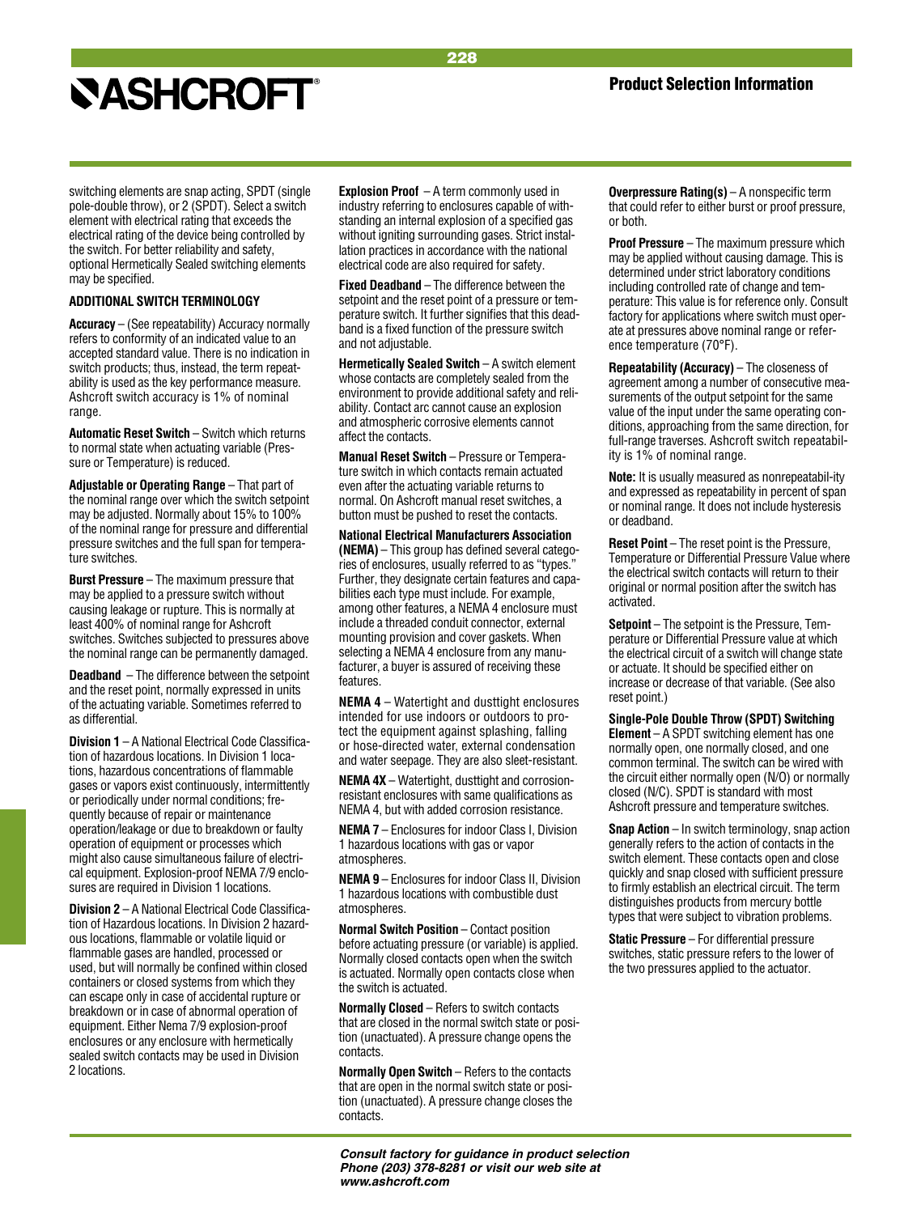switching elements are snap acting, SPDT (single pole-double throw), or 2 (SPDT). Select a switch element with electrical rating that exceeds the electrical rating of the device being controlled by the switch. For better reliability and safety, optional Hermetically Sealed switching elements may be specified.

### ADDITIONAL SWITCH TERMINOLOGY

**Accuracy** – (See repeatability) Accuracy normally refers to conformity of an indicated value to an accepted standard value. There is no indication in switch products; thus, instead, the term repeatability is used as the key performance measure. Ashcroft switch accuracy is 1% of nominal range.

**Automatic Reset Switch** – Switch which returns to normal state when actuating variable (Pressure or Temperature) is reduced.

**Adjustable or Operating Range** – That part of the nominal range over which the switch setpoint may be adjusted. Normally about 15% to 100% of the nominal range for pressure and differential pressure switches and the full span for temperature switches.

**Burst Pressure** – The maximum pressure that may be applied to a pressure switch without causing leakage or rupture. This is normally at least 400% of nominal range for Ashcroft switches. Switches subjected to pressures above the nominal range can be permanently damaged.

**Deadband** – The difference between the setpoint and the reset point, normally expressed in units of the actuating variable. Sometimes referred to as differential.

**Division 1** – A National Electrical Code Classification of hazardous locations. In Division 1 locations, hazardous concentrations of flammable gases or vapors exist continuously, intermittently or periodically under normal conditions; frequently because of repair or maintenance operation/leakage or due to breakdown or faulty operation of equipment or processes which might also cause simultaneous failure of electrical equipment. Explosion-proof NEMA 7/9 enclosures are required in Division 1 locations.

**Division 2** – A National Electrical Code Classification of Hazardous locations. In Division 2 hazardous locations, flammable or volatile liquid or flammable gases are handled, processed or used, but will normally be confined within closed containers or closed systems from which they can escape only in case of accidental rupture or breakdown or in case of abnormal operation of equipment. Either Nema 7/9 explosion-proof enclosures or any enclosure with hermetically sealed switch contacts may be used in Division 2 locations.

**Explosion Proof** – A term commonly used in industry referring to enclosures capable of withstanding an internal explosion of a specified gas without igniting surrounding gases. Strict installation practices in accordance with the national electrical code are also required for safety.

**Fixed Deadband** – The difference between the setpoint and the reset point of a pressure or temperature switch. It further signifies that this deadband is a fixed function of the pressure switch and not adjustable.

**Hermetically Sealed Switch** – A switch element whose contacts are completely sealed from the environment to provide additional safety and reliability. Contact arc cannot cause an explosion and atmospheric corrosive elements cannot affect the contacts.

**Manual Reset Switch** – Pressure or Temperature switch in which contacts remain actuated even after the actuating variable returns to normal. On Ashcroft manual reset switches, a button must be pushed to reset the contacts.

**National Electrical Manufacturers Association (NEMA)** – This group has defined several categories of enclosures, usually referred to as "types." Further, they designate certain features and capabilities each type must include. For example, among other features, a NEMA 4 enclosure must include a threaded conduit connector, external mounting provision and cover gaskets. When selecting a NEMA 4 enclosure from any manufacturer, a buyer is assured of receiving these features.

**NEMA 4** – Watertight and dusttight enclosures intended for use indoors or outdoors to protect the equipment against splashing, falling or hose-directed water, external condensation and water seepage. They are also sleet-resistant.

**NEMA 4X** – Watertight, dusttight and corrosion-resistant enclosures with same qualifications as NEMA 4, but with added corrosion resistance.

**NEMA 7** – Enclosures for indoor Class I, Division 1 hazardous locations with gas or vapor atmospheres.

**NEMA 9** – Enclosures for indoor Class II, Division 1 hazardous locations with combustible dust atmospheres.

**Normal Switch Position** – Contact position before actuating pressure (or variable) is applied. Normally closed contacts open when the switch is actuated. Normally open contacts close when the switch is actuated.

**Normally Closed** – Refers to switch contacts that are closed in the normal switch state or position (unactuated). A pressure change opens the contacts.

**Normally Open Switch** – Refers to the contacts that are open in the normal switch state or position (unactuated). A pressure change closes the contacts.

**Overpressure Rating(s)** – A nonspecific term that could refer to either burst or proof pressure, or both.

**Proof Pressure** – The maximum pressure which may be applied without causing damage. This is determined under strict laboratory conditions including controlled rate of change and temperature: This value is for reference only. Consult factory for applications where switch must operate at pressures above nominal range or reference temperature (70°F).

**Repeatability (Accuracy)** – The closeness of agreement among a number of consecutive measurements of the output setpoint for the same value of the input under the same operating conditions, approaching from the same direction, for full-range traverses. Ashcroft switch repeatability is 1% of nominal range.

**Note:** It is usually measured as nonrepeatabil-ity and expressed as repeatability in percent of span or nominal range. It does not include hysteresis or deadband.

**Reset Point** – The reset point is the Pressure, Temperature or Differential Pressure Value where the electrical switch contacts will return to their original or normal position after the switch has activated.

**Setpoint** – The setpoint is the Pressure, Temperature or Differential Pressure value at which the electrical circuit of a switch will change state or actuate. It should be specified either on increase or decrease of that variable. (See also reset point.)

**Single-Pole Double Throw (SPDT) Switching Element** – A SPDT switching element has one normally open, one normally closed, and one common terminal. The switch can be wired with the circuit either normally open (N/O) or normally closed (N/C). SPDT is standard with most Ashcroft pressure and temperature switches.

**Snap Action** – In switch terminology, snap action generally refers to the action of contacts in the switch element. These contacts open and close quickly and snap closed with sufficient pressure to firmly establish an electrical circuit. The term distinguishes products from mercury bottle types that were subject to vibration problems.

**Static Pressure** – For differential pressure switches, static pressure refers to the lower of the two pressures applied to the actuator.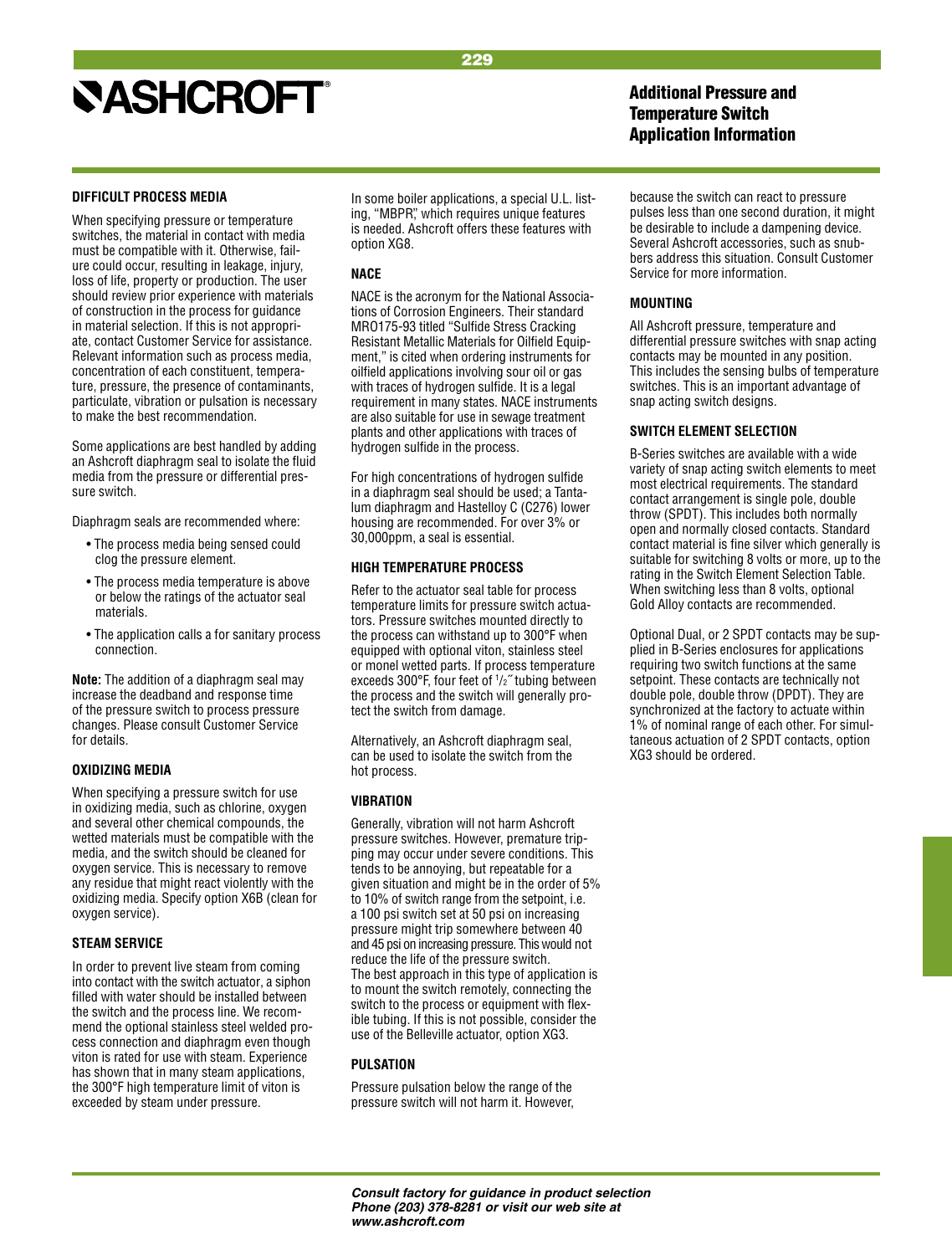# Additional Pressure and Temperature Switch Application Information

## DIFFICULT PROCESS MEDIA

When specifying pressure or temperature switches, the material in contact with media must be compatible with it. Otherwise, failure could occur, resulting in leakage, injury, loss of life, property or production. The user should review prior experience with materials of construction in the process for guidance in material selection. If this is not appropriate, contact Customer Service for assistance. Relevant information such as process media, concentration of each constituent, temperature, pressure, the presence of contaminants, particulate, vibration or pulsation is necessary to make the best recommendation.

Some applications are best handled by adding an Ashcroft diaphragm seal to isolate the fluid media from the pressure or differential pressure switch.

Diaphragm seals are recommended where:

- The process media being sensed could clog the pressure element.
- The process media temperature is above or below the ratings of the actuator seal materials.
- The application calls a for sanitary process connection.

**Note:** The addition of a diaphragm seal may increase the deadband and response time of the pressure switch to process pressure changes. Please consult Customer Service for details.

## OXIDIZING MEDIA

When specifying a pressure switch for use in oxidizing media, such as chlorine, oxygen and several other chemical compounds, the wetted materials must be compatible with the media, and the switch should be cleaned for oxygen service. This is necessary to remove any residue that might react violently with the oxidizing media. Specify option X6B (clean for oxygen service).

## STEAM SERVICE

In order to prevent live steam from coming into contact with the switch actuator, a siphon filled with water should be installed between the switch and the process line. We recommend the optional stainless steel welded process connection and diaphragm even though viton is rated for use with steam. Experience has shown that in many steam applications, the 300°F high temperature limit of viton is exceeded by steam under pressure.

In some boiler applications, a special U.L. listing, "MBPR," which requires unique features is needed. Ashcroft offers these features with option XG8.

## NACE

NACE is the acronym for the National Associations of Corrosion Engineers. Their standard MRO175-93 titled "Sulfide Stress Cracking Resistant Metallic Materials for Oilfield Equipment," is cited when ordering instruments for oilfield applications involving sour oil or gas with traces of hydrogen sulfide. It is a legal requirement in many states. NACE instruments are also suitable for use in sewage treatment plants and other applications with traces of hydrogen sulfide in the process.

For high concentrations of hydrogen sulfide in a diaphragm seal should be used; a Tantalum diaphragm and Hastelloy C (C276) lower housing are recommended. For over 3% or 30,000ppm, a seal is essential.

## HIGH TEMPERATURE PROCESS

Refer to the actuator seal table for process temperature limits for pressure switch actuators. Pressure switches mounted directly to the process can withstand up to 300°F when equipped with optional viton, stainless steel or monel wetted parts. If process temperature exceeds 300°F, four feet of 1/2″ tubing between the process and the switch will generally protect the switch from damage.

Alternatively, an Ashcroft diaphragm seal, can be used to isolate the switch from the hot process.

## VIBRATION

Generally, vibration will not harm Ashcroft pressure switches. However, premature tripping may occur under severe conditions. This tends to be annoying, but repeatable for a given situation and might be in the order of 5% to 10% of switch range from the setpoint, i.e. a 100 psi switch set at 50 psi on increasing pressure might trip somewhere between 40 and 45 psi on increasing pressure. This would not reduce the life of the pressure switch. The best approach in this type of application is to mount the switch remotely, connecting the switch to the process or equipment with flexible tubing. If this is not possible, consider the use of the Belleville actuator, option XG3.

## PULSATION

Pressure pulsation below the range of the pressure switch will not harm it. However, because the switch can react to pressure pulses less than one second duration, it might be desirable to include a dampening device. Several Ashcroft accessories, such as snubbers address this situation. Consult Customer Service for more information.

## MOUNTING

All Ashcroft pressure, temperature and differential pressure switches with snap acting contacts may be mounted in any position. This includes the sensing bulbs of temperature switches. This is an important advantage of snap acting switch designs.

## SWITCH ELEMENT SELECTION

B-Series switches are available with a wide variety of snap acting switch elements to meet most electrical requirements. The standard contact arrangement is single pole, double throw (SPDT). This includes both normally open and normally closed contacts. Standard contact material is fine silver which generally is suitable for switching 8 volts or more, up to the rating in the Switch Element Selection Table. When switching less than 8 volts, optional Gold Alloy contacts are recommended.

Optional Dual, or 2 SPDT contacts may be supplied in B-Series enclosures for applications requiring two switch functions at the same setpoint. These contacts are technically not double pole, double throw (DPDT). They are synchronized at the factory to actuate within 1% of nominal range of each other. For simultaneous actuation of 2 SPDT contacts, option XG3 should be ordered.

*Consult factory for guidance in product selection*
*Phone (203) 378-8281 or visit our web site at*
*www.ashcroft.com*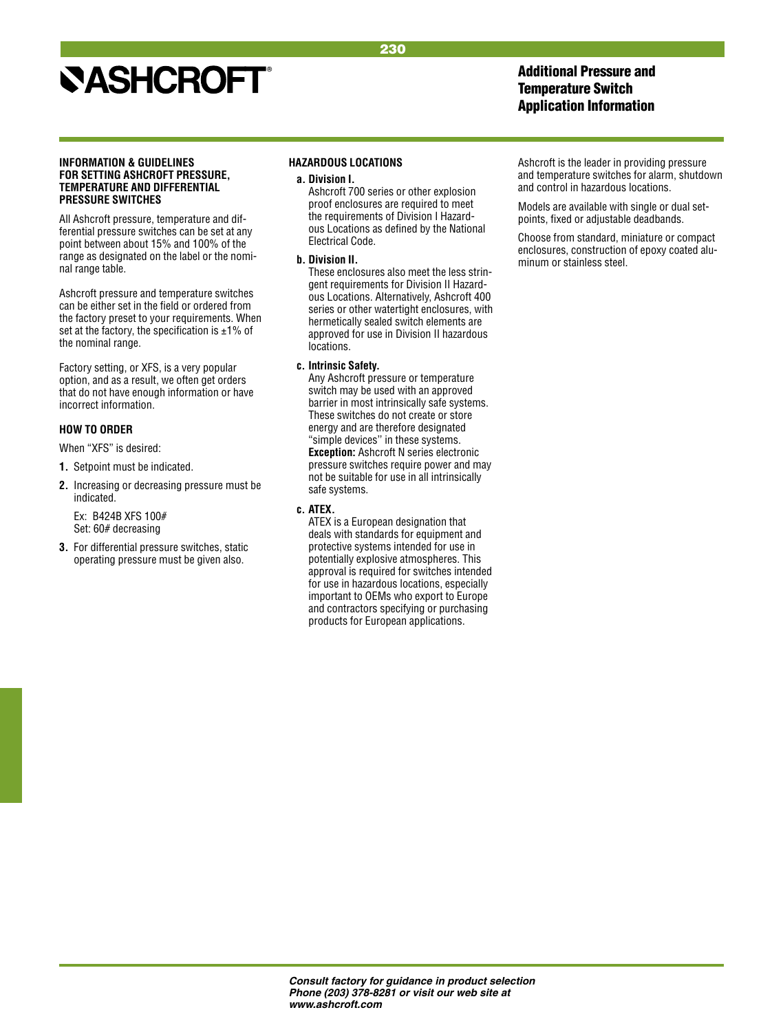# Additional Pressure and Temperature Switch Application Information

### INFORMATION & GUIDELINES FOR SETTING ASHCROFT PRESSURE, TEMPERATURE AND DIFFERENTIAL PRESSURE SWITCHES

All Ashcroft pressure, temperature and differential pressure switches can be set at any point between about 15% and 100% of the range as designated on the label or the nominal range table.

Ashcroft pressure and temperature switches can be either set in the field or ordered from the factory preset to your requirements. When set at the factory, the specification is ±1% of the nominal range.

Factory setting, or XFS, is a very popular option, and as a result, we often get orders that do not have enough information or have incorrect information.

### HOW TO ORDER

When "XFS" is desired:

1. Setpoint must be indicated.
2. Increasing or decreasing pressure must be indicated.

   Ex: B424B XFS 100#
   Set: 60# decreasing

3. For differential pressure switches, static operating pressure must be given also.

### HAZARDOUS LOCATIONS

**a. Division I.**
Ashcroft 700 series or other explosion proof enclosures are required to meet the requirements of Division I Hazardous Locations as defined by the National Electrical Code.

**b. Division II.**
These enclosures also meet the less stringent requirements for Division II Hazardous Locations. Alternatively, Ashcroft 400 series or other watertight enclosures, with hermetically sealed switch elements are approved for use in Division II hazardous locations.

**c. Intrinsic Safety.**
Any Ashcroft pressure or temperature switch may be used with an approved barrier in most intrinsically safe systems. These switches do not create or store energy and are therefore designated "simple devices" in these systems.
**Exception:** Ashcroft N series electronic pressure switches require power and may not be suitable for use in all intrinsically safe systems.

**c. ATEX.**
ATEX is a European designation that deals with standards for equipment and protective systems intended for use in potentially explosive atmospheres. This approval is required for switches intended for use in hazardous locations, especially important to OEMs who export to Europe and contractors specifying or purchasing products for European applications.

Ashcroft is the leader in providing pressure and temperature switches for alarm, shutdown and control in hazardous locations.

Models are available with single or dual setpoints, fixed or adjustable deadbands.

Choose from standard, miniature or compact enclosures, construction of epoxy coated aluminum or stainless steel.

*Consult factory for guidance in product selection*
*Phone (203) 378-8281 or visit our web site at*
*www.ashcroft.com*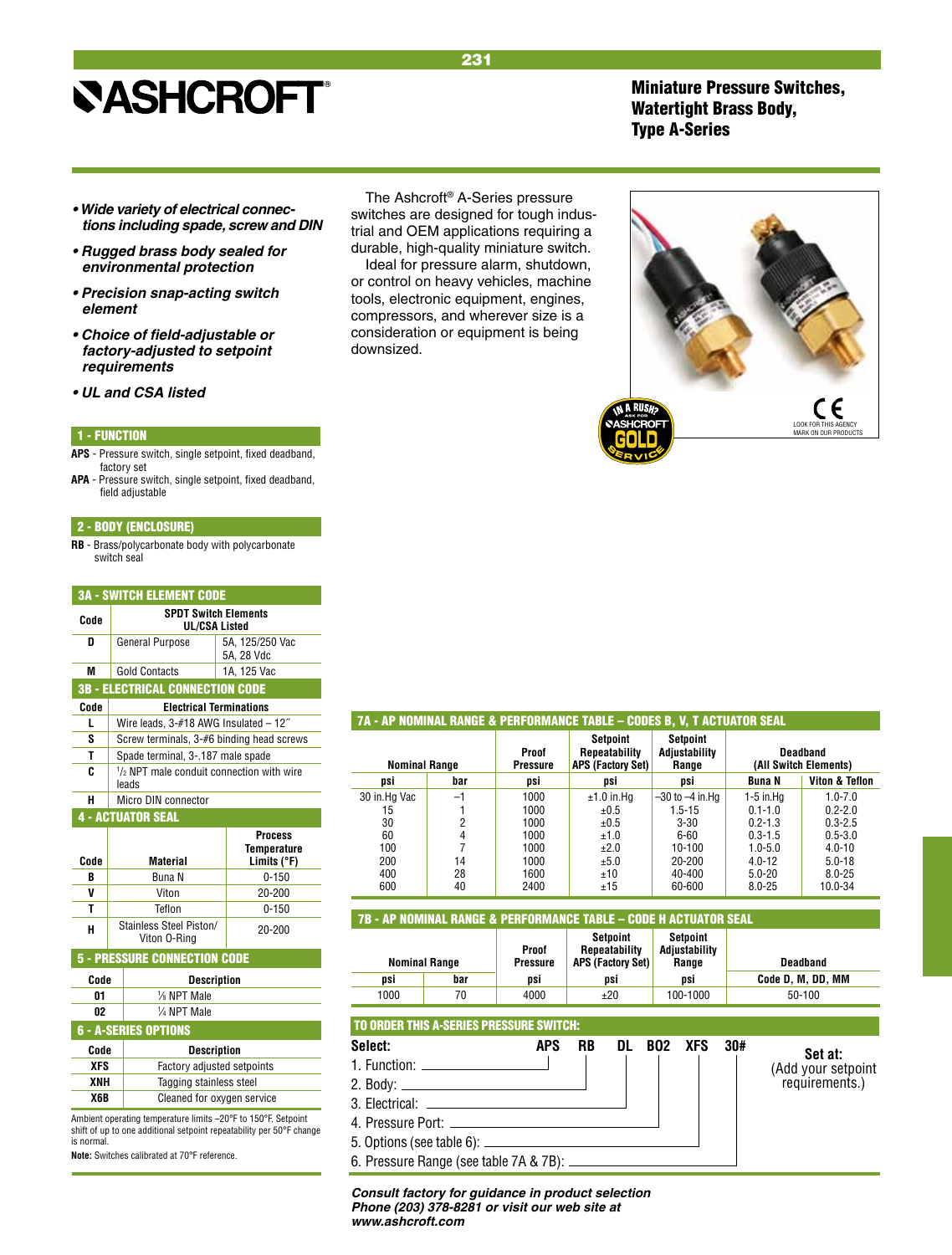# ASHCROFT

## Miniature Pressure Switches, Watertight Brass Body, Type A-Series

- ***Wide variety of electrical connections including spade, screw and DIN***
- ***Rugged brass body sealed for environmental protection***
- ***Precision snap-acting switch element***
- ***Choice of field-adjustable or factory-adjusted to setpoint requirements***
- ***UL and CSA listed***

The Ashcroft® A-Series pressure switches are designed for tough industrial and OEM applications requiring a durable, high-quality miniature switch.

Ideal for pressure alarm, shutdown, or control on heavy vehicles, machine tools, electronic equipment, engines, compressors, and wherever size is a consideration or equipment is being downsized.

IN A RUSH? ASK FOR ASHCROFT GOLD SERVICE

LOOK FOR THIS AGENCY MARK ON OUR PRODUCTS

### 1 - FUNCTION

**APS** - Pressure switch, single setpoint, fixed deadband, factory set

**APA** - Pressure switch, single setpoint, fixed deadband, field adjustable

### 2 - BODY (ENCLOSURE)

**RB** - Brass/polycarbonate body with polycarbonate switch seal

### 3A - SWITCH ELEMENT CODE

| Code | SPDT Switch Elements UL/CSA Listed | |
|---|---|---|
| D | General Purpose | 5A, 125/250 Vac 5A, 28 Vdc |
| M | Gold Contacts | 1A, 125 Vac |

### 3B - ELECTRICAL CONNECTION CODE

| Code | Electrical Terminations |
|---|---|
| L | Wire leads, 3-#18 AWG Insulated – 12″ |
| S | Screw terminals, 3-#6 binding head screws |
| T | Spade terminal, 3-.187 male spade |
| C | ½ NPT male conduit connection with wire leads |
| H | Micro DIN connector |

### 4 - ACTUATOR SEAL

| Code | Material | Process Temperature Limits (°F) |
|---|---|---|
| B | Buna N | 0-150 |
| V | Viton | 20-200 |
| T | Teflon | 0-150 |
| H | Stainless Steel Piston/ Viton O-Ring | 20-200 |

### 5 - PRESSURE CONNECTION CODE

| Code | Description |
|---|---|
| 01 | ⅛ NPT Male |
| 02 | ¼ NPT Male |

### 6 - A-SERIES OPTIONS

| Code | Description |
|---|---|
| XFS | Factory adjusted setpoints |
| XNH | Tagging stainless steel |
| X6B | Cleaned for oxygen service |

Ambient operating temperature limits –20°F to 150°F. Setpoint shift of up to one additional setpoint repeatability per 50°F change is normal.

**Note:** Switches calibrated at 70°F reference.

### 7A - AP NOMINAL RANGE & PERFORMANCE TABLE – CODES B, V, T ACTUATOR SEAL

| Nominal Range | | Proof Pressure | Setpoint Repeatability APS (Factory Set) | Setpoint Adjustability Range | Deadband (All Switch Elements) | |
|---|---|---|---|---|---|---|
| psi | bar | psi | psi | psi | Buna N | Viton & Teflon |
| 30 in.Hg Vac | –1 | 1000 | ±1.0 in.Hg | –30 to –4 in.Hg | 1-5 in.Hg | 1.0-7.0 |
| 15 | 1 | 1000 | ±0.5 | 1.5-15 | 0.1-1.0 | 0.2-2.0 |
| 30 | 2 | 1000 | ±0.5 | 3-30 | 0.2-1.3 | 0.3-2.5 |
| 60 | 4 | 1000 | ±1.0 | 6-60 | 0.3-1.5 | 0.5-3.0 |
| 100 | 7 | 1000 | ±2.0 | 10-100 | 1.0-5.0 | 4.0-10 |
| 200 | 14 | 1000 | ±5.0 | 20-200 | 4.0-12 | 5.0-18 |
| 400 | 28 | 1600 | ±10 | 40-400 | 5.0-20 | 8.0-25 |
| 600 | 40 | 2400 | ±15 | 60-600 | 8.0-25 | 10.0-34 |

### 7B - AP NOMINAL RANGE & PERFORMANCE TABLE – CODE H ACTUATOR SEAL

| Nominal Range | | Proof Pressure | Setpoint Repeatability APS (Factory Set) | Setpoint Adjustability Range | Deadband |
|---|---|---|---|---|---|
| psi | bar | psi | psi | psi | Code D, M, DD, MM |
| 1000 | 70 | 4000 | ±20 | 100-1000 | 50-100 |

### TO ORDER THIS A-SERIES PRESSURE SWITCH:

**Select:** APS RB DL B02 XFS 30#

1. Function: APS
2. Body: RB
3. Electrical: DL
4. Pressure Port: B02
5. Options (see table 6): XFS
6. Pressure Range (see table 7A & 7B): 30#

**Set at:** (Add your setpoint requirements.)

***Consult factory for guidance in product selection Phone (203) 378-8281 or visit our web site at www.ashcroft.com***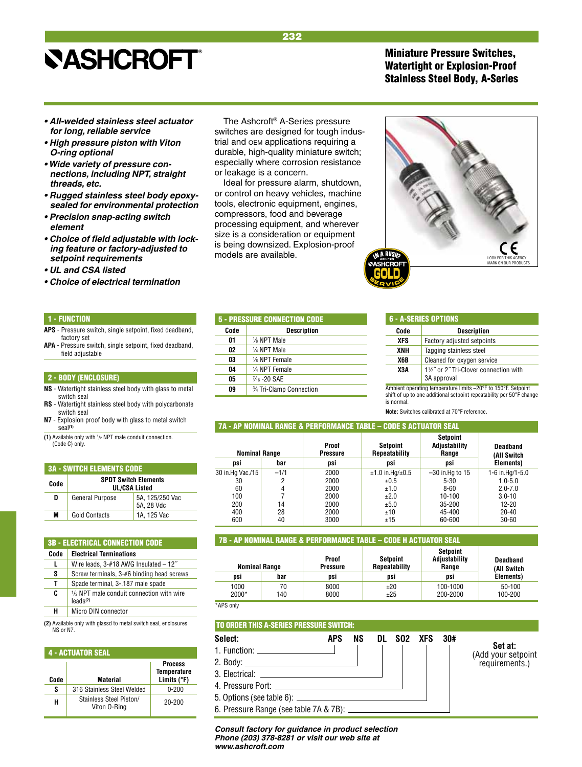# ASHCROFT®

## Miniature Pressure Switches, Watertight or Explosion-Proof Stainless Steel Body, A-Series

- ***All-welded stainless steel actuator for long, reliable service***
- ***High pressure piston with Viton O-ring optional***
- ***Wide variety of pressure connections, including NPT, straight threads, etc.***
- ***Rugged stainless steel body epoxy-sealed for environmental protection***
- ***Precision snap-acting switch element***
- ***Choice of field adjustable with locking feature or factory-adjusted to setpoint requirements***
- ***UL and CSA listed***
- ***Choice of electrical termination***

The Ashcroft® A-Series pressure switches are designed for tough industrial and OEM applications requiring a durable, high-quality miniature switch; especially where corrosion resistance or leakage is a concern.

Ideal for pressure alarm, shutdown, or control on heavy vehicles, machine tools, electronic equipment, engines, compressors, food and beverage processing equipment, and wherever size is a consideration or equipment is being downsized. Explosion-proof models are available.

IN A RUSH? ASK FOR ASHCROFT GOLD SERVICE

CE LOOK FOR THIS AGENCY MARK ON OUR PRODUCTS

### 1 - FUNCTION

**APS** - Pressure switch, single setpoint, fixed deadband, factory set

**APA** - Pressure switch, single setpoint, fixed deadband, field adjustable

### 2 - BODY (ENCLOSURE)

**NS** - Watertight stainless steel body with glass to metal switch seal

**RS** - Watertight stainless steel body with polycarbonate switch seal

**N7** - Explosion proof body with glass to metal switch seal(1)

(1) Available only with ½ NPT male conduit connection. (Code C) only.

### 3A - SWITCH ELEMENTS CODE

| Code | SPDT Switch Elements UL/CSA Listed | |
|---|---|---|
| D | General Purpose | 5A, 125/250 Vac 5A, 28 Vdc |
| M | Gold Contacts | 1A, 125 Vac |

### 3B - ELECTRICAL CONNECTION CODE

| Code | Electrical Terminations |
|---|---|
| L | Wire leads, 3-#18 AWG Insulated – 12˝ |
| S | Screw terminals, 3-#6 binding head screws |
| T | Spade terminal, 3-.187 male spade |
| C | ½ NPT male conduit connection with wire leads(2) |
| H | Micro DIN connector |

(2) Available only with glassd to metal switch seal, enclosures NS or N7.

### 4 - ACTUATOR SEAL

| Code | Material | Process Temperature Limits (°F) |
|---|---|---|
| S | 316 Stainless Steel Welded | 0-200 |
| H | Stainless Steel Piston/ Viton O-Ring | 20-200 |

### 5 - PRESSURE CONNECTION CODE

| Code | Description |
|---|---|
| 01 | ⅛ NPT Male |
| 02 | ¼ NPT Male |
| 03 | ⅛ NPT Female |
| 04 | ¼ NPT Female |
| 05 | 7⁄16 -20 SAE |
| 09 | ¾ Tri-Clamp Connection |

### 6 - A-SERIES OPTIONS

| Code | Description |
|---|---|
| XFS | Factory adjusted setpoints |
| XNH | Tagging stainless steel |
| X6B | Cleaned for oxygen service |
| X3A | 1½˝ or 2˝ Tri-Clover connection with 3A approval |

Ambient operating temperature limits –20°F to 150°F. Setpoint shift of up to one additional setpoint repeatability per 50°F change is normal.

**Note:** Switches calibrated at 70°F reference.

### 7A - AP NOMINAL RANGE & PERFORMANCE TABLE – CODE S ACTUATOR SEAL

| Nominal Range | | Proof Pressure | Setpoint Repeatability | Setpoint Adjustability Range | Deadband (All Switch Elements) |
|---|---|---|---|---|---|
| psi | bar | psi | psi | psi | psi |
| 30 in.Hg Vac./15 | –1/1 | 2000 | ±1.0 in.Hg/±0.5 | –30 in.Hg to 15 | 1-6 in.Hg/1-5.0 |
| 30 | 2 | 2000 | ±0.5 | 5-30 | 1.0-5.0 |
| 60 | 4 | 2000 | ±1.0 | 8-60 | 2.0-7.0 |
| 100 | 7 | 2000 | ±2.0 | 10-100 | 3.0-10 |
| 200 | 14 | 2000 | ±5.0 | 35-200 | 12-20 |
| 400 | 28 | 2000 | ±10 | 45-400 | 20-40 |
| 600 | 40 | 3000 | ±15 | 60-600 | 30-60 |

### 7B - AP NOMINAL RANGE & PERFORMANCE TABLE – CODE H ACTUATOR SEAL

| Nominal Range | | Proof Pressure | Setpoint Repeatability | Setpoint Adjustability Range | Deadband (All Switch Elements) |
|---|---|---|---|---|---|
| psi | bar | psi | psi | psi | |
| 1000 | 70 | 8000 | ±20 | 100-1000 | 50-100 |
| 2000* | 140 | 8000 | ±25 | 200-2000 | 100-200 |

*APS only

### TO ORDER THIS A-SERIES PRESSURE SWITCH:

| Select: | APS | NS | DL | S02 | XFS | 30# |
|---|---|---|---|---|---|---|

1. Function:
2. Body:
3. Electrical:
4. Pressure Port:
5. Options (see table 6):
6. Pressure Range (see table 7A & 7B):

**Set at:** (Add your setpoint requirements.)

***Consult factory for guidance in product selection Phone (203) 378-8281 or visit our web site at www.ashcroft.com***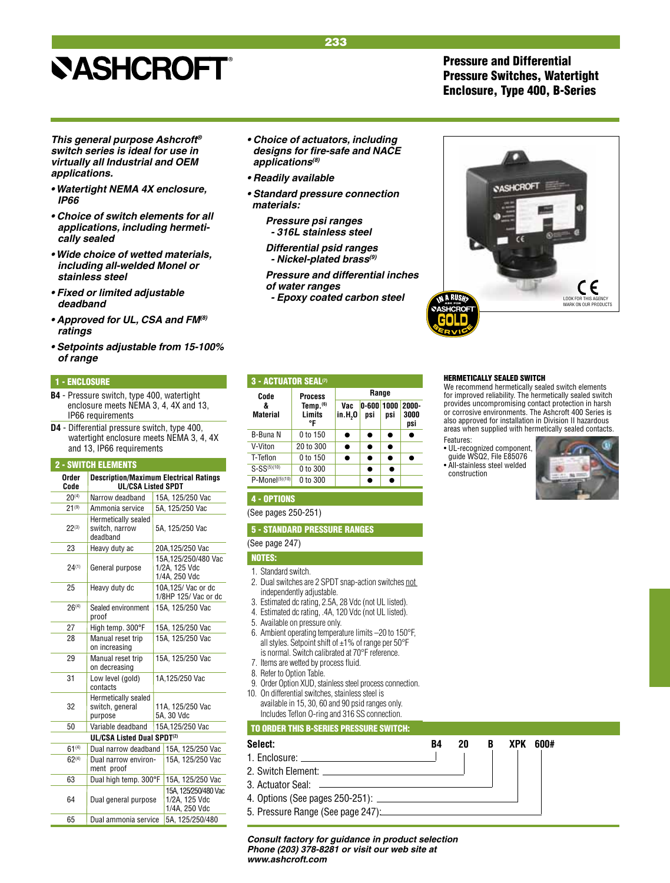# Pressure and Differential Pressure Switches, Watertight Enclosure, Type 400, B-Series

***This general purpose Ashcroft® switch series is ideal for use in virtually all Industrial and OEM applications.***

- ***Watertight NEMA 4X enclosure, IP66***
- ***Choice of switch elements for all applications, including hermetically sealed***
- ***Wide choice of wetted materials, including all-welded Monel or stainless steel***
- ***Fixed or limited adjustable deadband***
- ***Approved for UL, CSA and FM[8] ratings***
- ***Setpoints adjustable from 15-100% of range***
- ***Choice of actuators, including designs for fire-safe and NACE applications[8]***
- ***Readily available***
- ***Standard pressure connection materials:***

  ***Pressure psi ranges - 316L stainless steel***

  ***Differential psid ranges - Nickel-plated brass[9]***

  ***Pressure and differential inches of water ranges - Epoxy coated carbon steel***

LOOK FOR THIS AGENCY MARK ON OUR PRODUCTS

IN A RUSH? ASK FOR ASHCROFT GOLD SERVICE

## 1 - ENCLOSURE

**B4** - Pressure switch, type 400, watertight enclosure meets NEMA 3, 4, 4X and 13, IP66 requirements

**D4** - Differential pressure switch, type 400, watertight enclosure meets NEMA 3, 4, 4X and 13, IP66 requirements

## 2 - SWITCH ELEMENTS

| Order Code | Description/Maximum Electrical Ratings UL/CSA Listed SPDT | |
|---|---|---|
| 20[4] | Narrow deadband | 15A, 125/250 Vac |
| 21[9] | Ammonia service | 5A, 125/250 Vac |
| 22[3] | Hermetically sealed switch, narrow deadband | 5A, 125/250 Vac |
| 23 | Heavy duty ac | 20A,125/250 Vac |
| 24[1] | General purpose | 15A,125/250/480 Vac 1/2A, 125 Vdc 1/4A, 250 Vdc |
| 25 | Heavy duty dc | 10A,125/ Vac or dc 1/8HP 125/ Vac or dc |
| 26[4] | Sealed environment proof | 15A, 125/250 Vac |
| 27 | High temp. 300°F | 15A, 125/250 Vac |
| 28 | Manual reset trip on increasing | 15A, 125/250 Vac |
| 29 | Manual reset trip on decreasing | 15A, 125/250 Vac |
| 31 | Low level (gold) contacts | 1A,125/250 Vac |
| 32 | Hermetically sealed switch, general purpose | 11A, 125/250 Vac 5A, 30 Vdc |
| 50 | Variable deadband | 15A,125/250 Vac |
| | **UL/CSA Listed Dual SPDT[2]** | |
| 61[4] | Dual narrow deadband | 15A, 125/250 Vac |
| 62[4] | Dual narrow environment proof | 15A, 125/250 Vac |
| 63 | Dual high temp. 300°F | 15A, 125/250 Vac |
| 64 | Dual general purpose | 15A, 125/250/480 Vac 1/2A, 125 Vdc 1/4A, 250 Vdc |
| 65 | Dual ammonia service | 5A, 125/250/480 |

## 3 - ACTUATOR SEAL[7]

| Code & Material | Process Temp.[6] Limits °F | Range | | | |
|---|---|---|---|---|---|
| | | Vac in.$H_2O$ | 0-600 psi | 1000 psi | 2000-3000 psi |
| B-Buna N | 0 to 150 | ● | ● | ● | ● |
| V-Viton | 20 to 300 | ● | ● | ● | |
| T-Teflon | 0 to 150 | ● | ● | ● | ● |
| S-SS[5][10] | 0 to 300 | | ● | ● | |
| P-Monel[5][10] | 0 to 300 | | ● | ● | |

## 4 - OPTIONS

(See pages 250-251)

## 5 - STANDARD PRESSURE RANGES

(See page 247)

## NOTES:

1. Standard switch.
2. Dual switches are 2 SPDT snap-action switches not independently adjustable.
3. Estimated dc rating, 2.5A, 28 Vdc (not UL listed).
4. Estimated dc rating, .4A, 120 Vdc (not UL listed).
5. Available on pressure only.
6. Ambient operating temperature limits –20 to 150°F, all styles. Setpoint shift of ±1% of range per 50°F is normal. Switch calibrated at 70°F reference.
7. Items are wetted by process fluid.
8. Refer to Option Table.
9. Order Option XUD, stainless steel process connection.
10. On differential switches, stainless steel is available in 15, 30, 60 and 90 psid ranges only. Includes Teflon O-ring and 316 SS connection.

## TO ORDER THIS B-SERIES PRESSURE SWITCH:

| Select: | B4 | 20 | B | XPK | 600# |
|---|---|---|---|---|---|
| 1. Enclosure | B4 | | | | |
| 2. Switch Element | | 20 | | | |
| 3. Actuator Seal | | | B | | |
| 4. Options (See pages 250-251) | | | | XPK | |
| 5. Pressure Range (See page 247) | | | | | 600# |

### HERMETICALLY SEALED SWITCH

We recommend hermetically sealed switch elements for improved reliability. The hermetically sealed switch provides uncompromising contact protection in harsh or corrosive environments. The Ashcroft 400 Series is also approved for installation in Division II hazardous areas when supplied with hermetically sealed contacts.

Features:
- UL-recognized component, guide WSQ2, File E85076
- All-stainless steel welded construction

***Consult factory for guidance in product selection Phone (203) 378-8281 or visit our web site at www.ashcroft.com***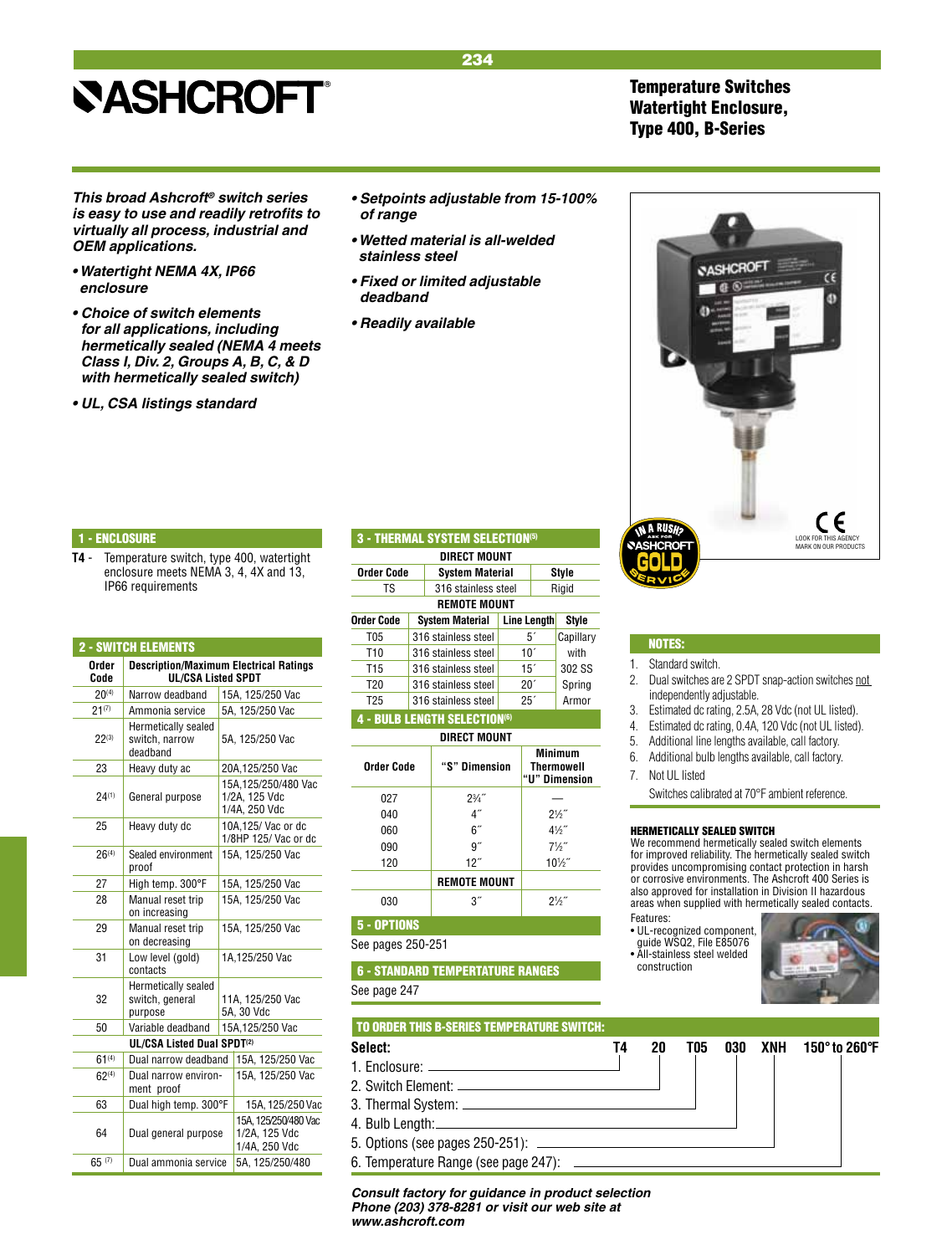# Temperature Switches Watertight Enclosure, Type 400, B-Series

***This broad Ashcroft® switch series is easy to use and readily retrofits to virtually all process, industrial and OEM applications.***

- ***Watertight NEMA 4X, IP66 enclosure***
- ***Choice of switch elements for all applications, including hermetically sealed (NEMA 4 meets Class I, Div. 2, Groups A, B, C, & D with hermetically sealed switch)***
- ***UL, CSA listings standard***
- ***Setpoints adjustable from 15-100% of range***
- ***Wetted material is all-welded stainless steel***
- ***Fixed or limited adjustable deadband***
- ***Readily available***

LOOK FOR THIS AGENCY MARK ON OUR PRODUCTS

## 1 - ENCLOSURE

**T4** - Temperature switch, type 400, watertight enclosure meets NEMA 3, 4, 4X and 13, IP66 requirements

## 2 - SWITCH ELEMENTS

| Order Code | Description/Maximum Electrical Ratings UL/CSA Listed SPDT | |
|---|---|---|
| 20[4] | Narrow deadband | 15A, 125/250 Vac |
| 21[7] | Ammonia service | 5A, 125/250 Vac |
| 22[3] | Hermetically sealed switch, narrow deadband | 5A, 125/250 Vac |
| 23 | Heavy duty ac | 20A,125/250 Vac |
| 24[1] | General purpose | 15A,125/250/480 Vac 1/2A, 125 Vdc 1/4A, 250 Vdc |
| 25 | Heavy duty dc | 10A,125/ Vac or dc 1/8HP 125/ Vac or dc |
| 26[4] | Sealed environment proof | 15A, 125/250 Vac |
| 27 | High temp. 300°F | 15A, 125/250 Vac |
| 28 | Manual reset trip on increasing | 15A, 125/250 Vac |
| 29 | Manual reset trip on decreasing | 15A, 125/250 Vac |
| 31 | Low level (gold) contacts | 1A,125/250 Vac |
| 32 | Hermetically sealed switch, general purpose | 11A, 125/250 Vac 5A, 30 Vdc |
| 50 | Variable deadband | 15A,125/250 Vac |
| | **UL/CSA Listed Dual SPDT[2]** | |
| 61[4] | Dual narrow deadband | 15A, 125/250 Vac |
| 62[4] | Dual narrow environment proof | 15A, 125/250 Vac |
| 63 | Dual high temp. 300°F | 15A, 125/250 Vac |
| 64 | Dual general purpose | 15A, 125/250/480 Vac 1/2A, 125 Vdc 1/4A, 250 Vdc |
| 65 [7] | Dual ammonia service | 5A, 125/250/480 |

## 3 - THERMAL SYSTEM SELECTION[5]

**DIRECT MOUNT**

| Order Code | System Material | Style |
|---|---|---|
| TS | 316 stainless steel | Rigid |

**REMOTE MOUNT**

| Order Code | System Material | Line Length | Style |
|---|---|---|---|
| T05 | 316 stainless steel | 5´ | Capillary |
| T10 | 316 stainless steel | 10´ | with |
| T15 | 316 stainless steel | 15´ | 302 SS |
| T20 | 316 stainless steel | 20´ | Spring |
| T25 | 316 stainless steel | 25´ | Armor |

## 4 - BULB LENGTH SELECTION[6]

| Order Code | "S" Dimension | Minimum Thermowell "U" Dimension |
|---|---|---|
| | **DIRECT MOUNT** | |
| 027 | 2¾″ | — |
| 040 | 4″ | 2½″ |
| 060 | 6″ | 4½″ |
| 090 | 9″ | 7½″ |
| 120 | 12″ | 10½″ |
| | **REMOTE MOUNT** | |
| 030 | 3″ | 2½″ |

## 5 - OPTIONS

See pages 250-251

## 6 - STANDARD TEMPERTATURE RANGES

See page 247

## NOTES:

1. Standard switch.
2. Dual switches are 2 SPDT snap-action switches not independently adjustable.
3. Estimated dc rating, 2.5A, 28 Vdc (not UL listed).
4. Estimated dc rating, 0.4A, 120 Vdc (not UL listed).
5. Additional line lengths available, call factory.
6. Additional bulb lengths available, call factory.
7. Not UL listed

Switches calibrated at 70°F ambient reference.

### HERMETICALLY SEALED SWITCH

We recommend hermetically sealed switch elements for improved reliability. The hermetically sealed switch provides uncompromising contact protection in harsh or corrosive environments. The Ashcroft 400 Series is also approved for installation in Division II hazardous areas when supplied with hermetically sealed contacts.

Features:
- UL-recognized component, guide WSQ2, File E85076
- All-stainless steel welded construction

## TO ORDER THIS B-SERIES TEMPERATURE SWITCH:

| Select: | T4 | 20 | T05 | 030 | XNH | 150° to 260°F |
|---|---|---|---|---|---|---|
| 1. Enclosure | T4 | | | | | |
| 2. Switch Element | | 20 | | | | |
| 3. Thermal System | | | T05 | | | |
| 4. Bulb Length | | | | 030 | | |
| 5. Options (see pages 250-251) | | | | | XNH | |
| 6. Temperature Range (see page 247) | | | | | | 150° to 260°F |

***Consult factory for guidance in product selection Phone (203) 378-8281 or visit our web site at www.ashcroft.com***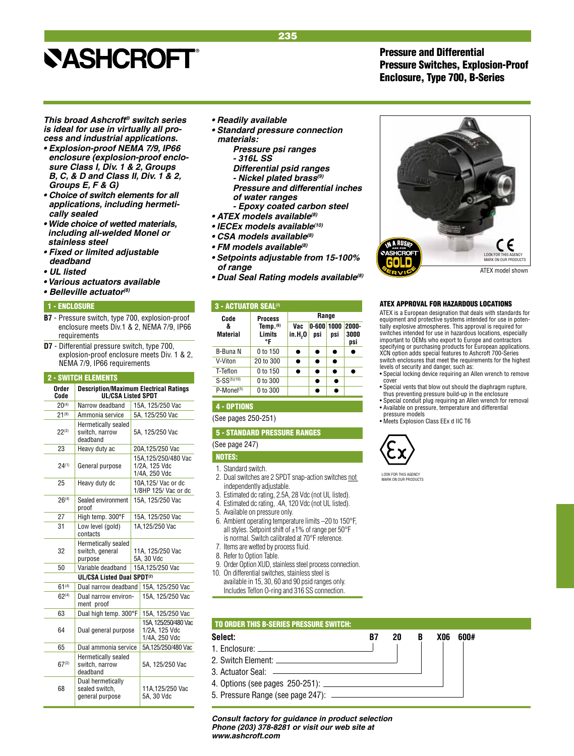# Pressure and Differential Pressure Switches, Explosion-Proof Enclosure, Type 700, B-Series

***This broad Ashcroft® switch series is ideal for use in virtually all process and industrial applications.***

- ***Explosion-proof NEMA 7/9, IP66 enclosure (explosion-proof enclosure Class I, Div. 1 & 2, Groups B, C, & D and Class II, Div. 1 & 2, Groups E, F & G)***
- ***Choice of switch elements for all applications, including hermetically sealed***
- ***Wide choice of wetted materials, including all-welded Monel or stainless steel***
- ***Fixed or limited adjustable deadband***
- ***UL listed***
- ***Various actuators available***
- ***Belleville actuator(8)***
- ***Readily available***
- ***Standard pressure connection materials:***
  - ***Pressure psi ranges - 316L SS***
  - ***Differential psid ranges - Nickel plated brass(9)***
  - ***Pressure and differential inches of water ranges - Epoxy coated carbon steel***
- ***ATEX models available(8)***
- ***IECEx models available(10)***
- ***CSA models available(8)***
- ***FM models available(8)***
- ***Setpoints adjustable from 15-100% of range***
- ***Dual Seal Rating models available(8)***

## 1 - ENCLOSURE

**B7** - Pressure switch, type 700, explosion-proof enclosure meets Div.1 & 2, NEMA 7/9, IP66 requirements

**D7** - Differential pressure switch, type 700, explosion-proof enclosure meets Div. 1 & 2, NEMA 7/9, IP66 requirements

## 2 - SWITCH ELEMENTS

| Order Code | Description/Maximum Electrical Ratings UL/CSA Listed SPDT | |
|---|---|---|
| 20[4] | Narrow deadband | 15A, 125/250 Vac |
| 21[9] | Ammonia service | 5A, 125/250 Vac |
| 22[3] | Hermetically sealed switch, narrow deadband | 5A, 125/250 Vac |
| 23 | Heavy duty ac | 20A,125/250 Vac |
| 24[1] | General purpose | 15A,125/250/480 Vac 1/2A, 125 Vdc 1/4A, 250 Vdc |
| 25 | Heavy duty dc | 10A,125/ Vac or dc 1/8HP 125/ Vac or dc |
| 26[4] | Sealed environment proof | 15A, 125/250 Vac |
| 27 | High temp. 300°F | 15A, 125/250 Vac |
| 31 | Low level (gold) contacts | 1A,125/250 Vac |
| 32 | Hermetically sealed switch, general purpose | 11A, 125/250 Vac 5A, 30 Vdc |
| 50 | Variable deadband | 15A,125/250 Vac |
| | **UL/CSA Listed Dual SPDT[2]** | |
| 61[4] | Dual narrow deadband | 15A, 125/250 Vac |
| 62[4] | Dual narrow environment proof | 15A, 125/250 Vac |
| 63 | Dual high temp. 300°F | 15A, 125/250 Vac |
| 64 | Dual general purpose | 15A, 125/250/480 Vac 1/2A, 125 Vdc 1/4A, 250 Vdc |
| 65 | Dual ammonia service | 5A,125/250/480 Vac |
| 67[3] | Hermetically sealed switch, narrow deadband | 5A, 125/250 Vac |
| 68 | Dual hermetically sealed switch, general purpose | 11A,125/250 Vac 5A, 30 Vdc |

## 3 - ACTUATOR SEAL[7]

| Code & Material | Process Temp.[6] Limits °F | Range | | | |
|---|---|---|---|---|---|
| | | Vac in.$H_2O$ | 0-600 psi | 1000 psi | 2000-3000 psi |
| B-Buna N | 0 to 150 | ● | ● | ● | ● |
| V-Viton | 20 to 300 | ● | ● | ● | |
| T-Teflon | 0 to 150 | ● | ● | ● | ● |
| S-SS[5][10] | 0 to 300 | | ● | ● | |
| P-Monel[5] | 0 to 300 | | ● | ● | |

## 4 - OPTIONS

(See pages 250-251)

## 5 - STANDARD PRESSURE RANGES

(See page 247)

## NOTES:

1. Standard switch.
2. Dual switches are 2 SPDT snap-action switches not independently adjustable.
3. Estimated dc rating, 2.5A, 28 Vdc (not UL listed).
4. Estimated dc rating, .4A, 120 Vdc (not UL listed).
5. Available on pressure only.
6. Ambient operating temperature limits –20 to 150°F, all styles. Setpoint shift of ±1% of range per 50°F is normal. Switch calibrated at 70°F reference.
7. Items are wetted by process fluid.
8. Refer to Option Table.
9. Order Option XUD, stainless steel process connection.
10. On differential switches, stainless steel is available in 15, 30, 60 and 90 psid ranges only. Includes Teflon O-ring and 316 SS connection.

LOOK FOR THIS AGENCY MARK ON OUR PRODUCTS

ATEX model shown

### ATEX APPROVAL FOR HAZARDOUS LOCATIONS

ATEX is a European designation that deals with standards for equipment and protective systems intended for use in potentially explosive atmospheres. This approval is required for switches intended for use in hazardous locations, especially important to OEMs who export to Europe and contractors specifying or purchasing products for European applications. XCN option adds special features to Ashcroft 700-Series switch enclosures that meet the requirements for the highest levels of security and danger, such as:

- Special locking device requiring an Allen wrench to remove cover
- Special vents that blow out should the diaphragm rupture, thus preventing pressure build-up in the enclosure
- Special conduit plug requiring an Allen wrench for removal
- Available on pressure, temperature and differential pressure models
- Meets Explosion Class EEx d IIC T6

LOOK FOR THIS AGENCY MARK ON OUR PRODUCTS

## TO ORDER THIS B-SERIES PRESSURE SWITCH:

| Select: | B7 | 20 | B | X06 | 600# |
|---|---|---|---|---|---|
| 1. Enclosure | B7 | | | | |
| 2. Switch Element | | 20 | | | |
| 3. Actuator Seal | | | B | | |
| 4. Options (see pages 250-251) | | | | X06 | |
| 5. Pressure Range (see page 247) | | | | | 600# |

***Consult factory for guidance in product selection Phone (203) 378-8281 or visit our web site at www.ashcroft.com***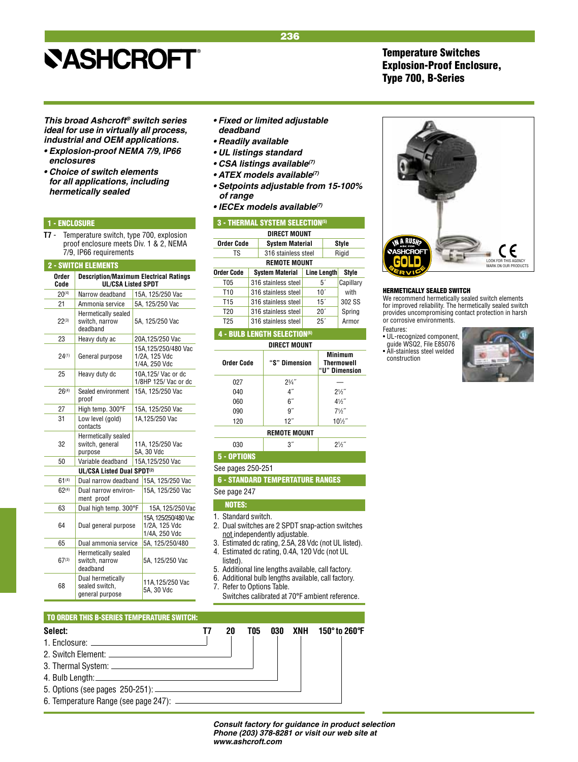# Temperature Switches Explosion-Proof Enclosure, Type 700, B-Series

***This broad Ashcroft® switch series ideal for use in virtually all process, industrial and OEM applications.***

- ***Explosion-proof NEMA 7/9, IP66 enclosures***
- ***Choice of switch elements for all applications, including hermetically sealed***
- ***Fixed or limited adjustable deadband***
- ***Readily available***
- ***UL listings standard***
- ***CSA listings available[7]***
- ***ATEX models available[7]***
- ***Setpoints adjustable from 15-100% of range***
- ***IECEx models available[7]***

## 1 - ENCLOSURE

**T7** - Temperature switch, type 700, explosion proof enclosure meets Div. 1 & 2, NEMA 7/9, IP66 requirements

## 2 - SWITCH ELEMENTS

| Order Code | Description | Maximum Electrical Ratings |
|---|---|---|
| | **UL/CSA Listed SPDT** | |
| 20[4] | Narrow deadband | 15A, 125/250 Vac |
| 21 | Ammonia service | 5A, 125/250 Vac |
| 22[3] | Hermetically sealed switch, narrow deadband | 5A, 125/250 Vac |
| 23 | Heavy duty ac | 20A,125/250 Vac |
| 24[1] | General purpose | 15A,125/250/480 Vac 1/2A, 125 Vdc 1/4A, 250 Vdc |
| 25 | Heavy duty dc | 10A,125/ Vac or dc 1/8HP 125/ Vac or dc |
| 26[4] | Sealed environment proof | 15A, 125/250 Vac |
| 27 | High temp. 300°F | 15A, 125/250 Vac |
| 31 | Low level (gold) contacts | 1A,125/250 Vac |
| 32 | Hermetically sealed switch, general purpose | 11A, 125/250 Vac 5A, 30 Vdc |
| 50 | Variable deadband | 15A,125/250 Vac |
| | **UL/CSA Listed Dual SPDT[2]** | |
| 61[4] | Dual narrow deadband | 15A, 125/250 Vac |
| 62[4] | Dual narrow environment proof | 15A, 125/250 Vac |
| 63 | Dual high temp. 300°F | 15A, 125/250 Vac |
| 64 | Dual general purpose | 15A, 125/250/480 Vac 1/2A, 125 Vdc 1/4A, 250 Vdc |
| 65 | Dual ammonia service | 5A, 125/250/480 |
| 67[3] | Hermetically sealed switch, narrow deadband | 5A, 125/250 Vac |
| 68 | Dual hermetically sealed switch, general purpose | 11A,125/250 Vac 5A, 30 Vdc |

## 3 - THERMAL SYSTEM SELECTION[5]

**DIRECT MOUNT**

| Order Code | System Material | Style |
|---|---|---|
| TS | 316 stainless steel | Rigid |

**REMOTE MOUNT**

| Order Code | System Material | Line Length | Style |
|---|---|---|---|
| T05 | 316 stainless steel | 5´ | Capillary with 302 SS Spring Armor |
| T10 | 316 stainless steel | 10´ | |
| T15 | 316 stainless steel | 15´ | |
| T20 | 316 stainless steel | 20´ | |
| T25 | 316 stainless steel | 25´ | |

## 4 - BULB LENGTH SELECTION[6]

| Order Code | "S" Dimension | Minimum Thermowell "U" Dimension |
|---|---|---|
| **DIRECT MOUNT** | | |
| 027 | 2¾˝ | — |
| 040 | 4˝ | 2½˝ |
| 060 | 6˝ | 4½˝ |
| 090 | 9˝ | 7½˝ |
| 120 | 12˝ | 10½˝ |
| **REMOTE MOUNT** | | |
| 030 | 3˝ | 2½˝ |

## 5 - OPTIONS

See pages 250-251

## 6 - STANDARD TEMPERTATURE RANGES

See page 247

## NOTES:

1. Standard switch.
2. Dual switches are 2 SPDT snap-action switches not independently adjustable.
3. Estimated dc rating, 2.5A, 28 Vdc (not UL listed).
4. Estimated dc rating, 0.4A, 120 Vdc (not UL listed).
5. Additional line lengths available, call factory.
6. Additional bulb lengths available, call factory.
7. Refer to Options Table.

Switches calibrated at 70°F ambient reference.

IN A RUSH? ASK FOR ASHCROFT GOLD SERVICE

LOOK FOR THIS AGENCY MARK ON OUR PRODUCTS

### HERMETICALLY SEALED SWITCH

We recommend hermetically sealed switch elements for improved reliability. The hermetically sealed switch provides uncompromising contact protection in harsh or corrosive environments.

Features:

- UL-recognized component, guide WSQ2, File E85076
- All-stainless steel welded construction

## TO ORDER THIS B-SERIES TEMPERATURE SWITCH:

**Select:** T7 20 T05 030 XNH 150° to 260°F

1. Enclosure: T7
2. Switch Element: 20
3. Thermal System: T05
4. Bulb Length: 030
5. Options (see pages 250-251): XNH
6. Temperature Range (see page 247): 150° to 260°F

***Consult factory for guidance in product selection Phone (203) 378-8281 or visit our web site at www.ashcroft.com***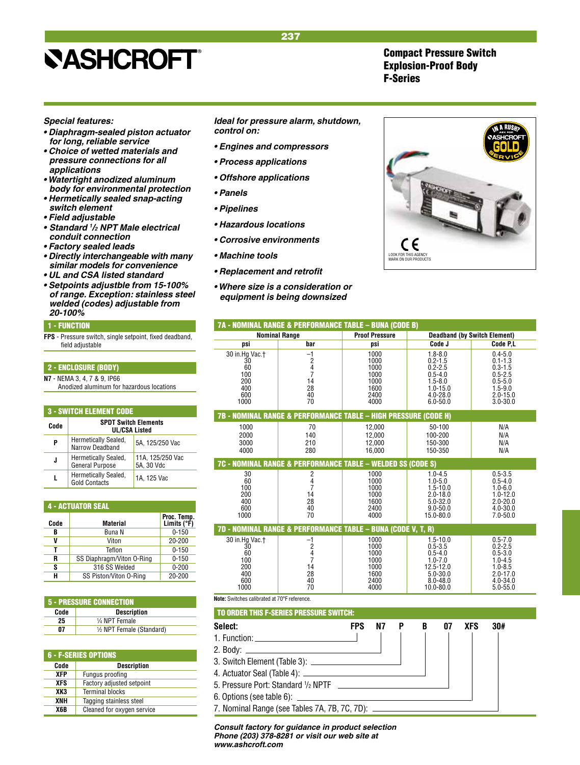# ASHCROFT®

## Compact Pressure Switch
## Explosion-Proof Body
## F-Series

***Special features:***

- ***Diaphragm-sealed piston actuator for long, reliable service***
- ***Choice of wetted materials and pressure connections for all applications***
- ***Watertight anodized aluminum body for environmental protection***
- ***Hermetically sealed snap-acting switch element***
- ***Field adjustable***
- ***Standard ½ NPT Male electrical conduit connection***
- ***Factory sealed leads***
- ***Directly interchangeable with many similar models for convenience***
- ***UL and CSA listed standard***
- ***Setpoints adjustble from 15-100% of range. Exception: stainless steel welded (codes) adjustable from 20-100%***

***Ideal for pressure alarm, shutdown, control on:***

- ***Engines and compressors***
- ***Process applications***
- ***Offshore applications***
- ***Panels***
- ***Pipelines***
- ***Hazardous locations***
- ***Corrosive environments***
- ***Machine tools***
- ***Replacement and retrofit***
- ***Where size is a consideration or equipment is being downsized***

IN A RUSH? ASK FOR ASHCROFT GOLD SERVICE

CE LOOK FOR THIS AGENCY MARK ON OUR PRODUCTS

### 1 - FUNCTION

**FPS** - Pressure switch, single setpoint, fixed deadband, field adjustable

### 2 - ENCLOSURE (BODY)

**N7** - NEMA 3, 4, 7 & 9, IP66
Anodized aluminum for hazardous locations

### 3 - SWITCH ELEMENT CODE

| Code | SPDT Switch Elements UL/CSA Listed | |
|---|---|---|
| P | Hermetically Sealed, Narrow Deadband | 5A, 125/250 Vac |
| J | Hermetically Sealed, General Purpose | 11A, 125/250 Vac 5A, 30 Vdc |
| L | Hermetically Sealed, Gold Contacts | 1A, 125 Vac |

### 4 - ACTUATOR SEAL

| Code | Material | Proc. Temp. Limits (°F) |
|---|---|---|
| B | Buna N | 0-150 |
| V | Viton | 20-200 |
| T | Teflon | 0-150 |
| R | SS Diaphragm/Viton O-Ring | 0-150 |
| S | 316 SS Welded | 0-200 |
| H | SS Piston/Viton O-Ring | 20-200 |

### 5 - PRESSURE CONNECTION

| Code | Description |
|---|---|
| 25 | ¼ NPT Female |
| 07 | ½ NPT Female (Standard) |

### 6 - F-SERIES OPTIONS

| Code | Description |
|---|---|
| XFP | Fungus proofing |
| XFS | Factory adjusted setpoint |
| XK3 | Terminal blocks |
| XNH | Tagging stainless steel |
| X6B | Cleaned for oxygen service |

### 7A - NOMINAL RANGE & PERFORMANCE TABLE – BUNA (CODE B)

| Nominal Range | | Proof Pressure | Deadband (by Switch Element) | |
|---|---|---|---|---|
| psi | bar | psi | Code J | Code P,L |
| 30 in.Hg Vac.† | −1 | 1000 | 1.8-8.0 | 0.4-5.0 |
| 30 | 2 | 1000 | 0.2-1.5 | 0.1-1.3 |
| 60 | 4 | 1000 | 0.2-2.5 | 0.3-1.5 |
| 100 | 7 | 1000 | 0.5-4.0 | 0.5-2.5 |
| 200 | 14 | 1000 | 1.5-8.0 | 0.5-5.0 |
| 400 | 28 | 1600 | 1.0-15.0 | 1.5-9.0 |
| 600 | 40 | 2400 | 4.0-28.0 | 2.0-15.0 |
| 1000 | 70 | 4000 | 6.0-50.0 | 3.0-30.0 |

### 7B - NOMINAL RANGE & PERFORMANCE TABLE – HIGH PRESSURE (CODE H)

| psi | bar | Proof Pressure psi | Code J | Code P,L |
|---|---|---|---|---|
| 1000 | 70 | 12,000 | 50-100 | N/A |
| 2000 | 140 | 12,000 | 100-200 | N/A |
| 3000 | 210 | 12,000 | 150-300 | N/A |
| 4000 | 280 | 16,000 | 150-350 | N/A |

### 7C - NOMINAL RANGE & PERFORMANCE TABLE – WELDED SS (CODE S)

| psi | bar | Proof Pressure psi | Code J | Code P,L |
|---|---|---|---|---|
| 30 | 2 | 1000 | 1.0-4.5 | 0.5-3.5 |
| 60 | 4 | 1000 | 1.0-5.0 | 0.5-4.0 |
| 100 | 7 | 1000 | 1.5-10.0 | 1.0-6.0 |
| 200 | 14 | 1000 | 2.0-18.0 | 1.0-12.0 |
| 400 | 28 | 1600 | 5.0-32.0 | 2.0-20.0 |
| 600 | 40 | 2400 | 9.0-50.0 | 4.0-30.0 |
| 1000 | 70 | 4000 | 15.0-80.0 | 7.0-50.0 |

### 7D - NOMINAL RANGE & PERFORMANCE TABLE – BUNA (CODE V, T, R)

| psi | bar | Proof Pressure psi | Code J | Code P,L |
|---|---|---|---|---|
| 30 in.Hg Vac.† | −1 | 1000 | 1.5-10.0 | 0.5-7.0 |
| 30 | 2 | 1000 | 0.5-3.5 | 0.2-2.5 |
| 60 | 4 | 1000 | 0.5-4.0 | 0.5-3.0 |
| 100 | 7 | 1000 | 1.0-7.0 | 1.0-4.5 |
| 200 | 14 | 1000 | 12.5-12.0 | 1.0-8.5 |
| 400 | 28 | 1600 | 5.0-30.0 | 2.0-17.0 |
| 600 | 40 | 2400 | 8.0-48.0 | 4.0-34.0 |
| 1000 | 70 | 4000 | 10.0-80.0 | 5.0-55.0 |

**Note:** Switches calibrated at 70°F reference.

### TO ORDER THIS F-SERIES PRESSURE SWITCH:

**Select:** FPS N7 P B 07 XFS 30#

1. Function: FPS
2. Body: N7
3. Switch Element (Table 3): P
4. Actuator Seal (Table 4): B
5. Pressure Port: Standard ½ NPTF: 07
6. Options (see table 6): XFS
7. Nominal Range (see Tables 7A, 7B, 7C, 7D): 30#

***Consult factory for guidance in product selection Phone (203) 378-8281 or visit our web site at www.ashcroft.com***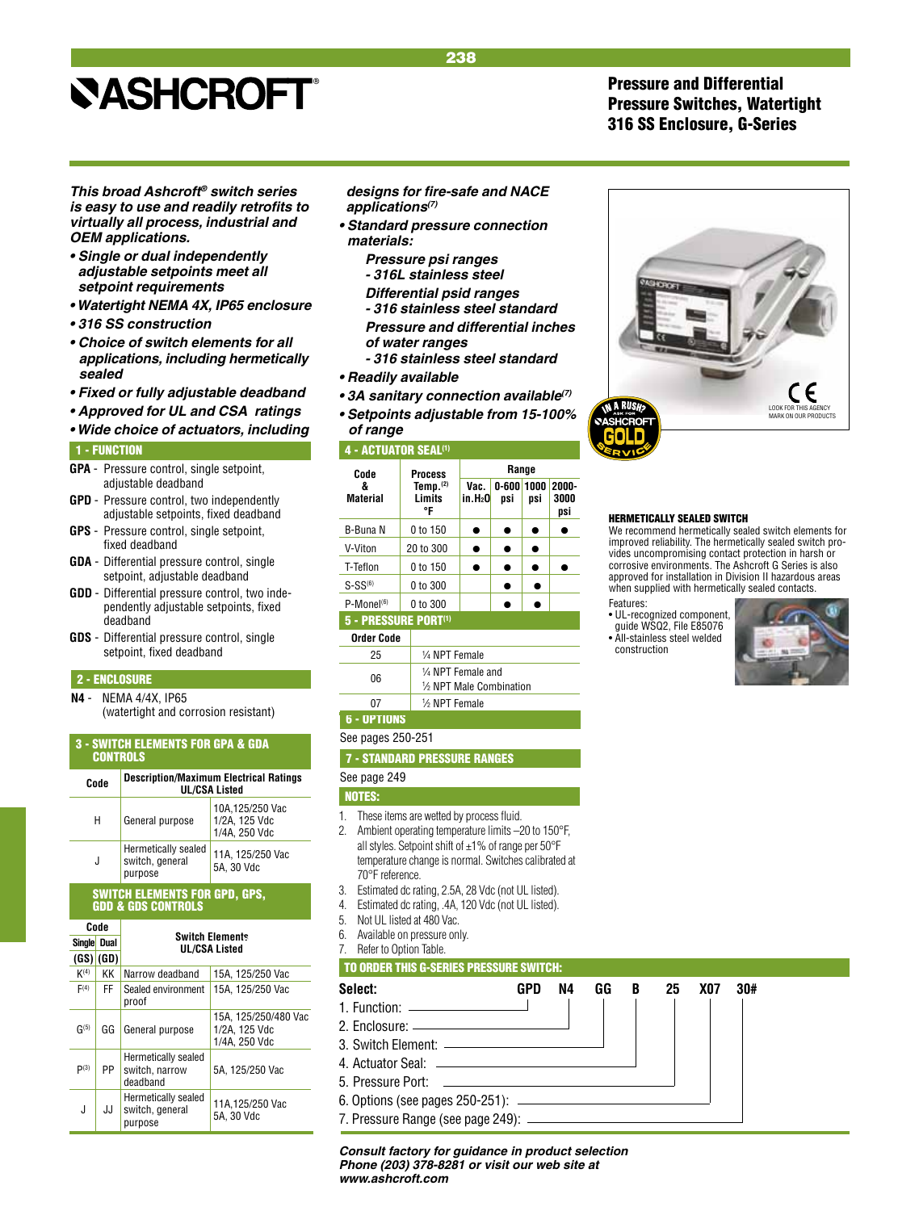# Pressure and Differential Pressure Switches, Watertight 316 SS Enclosure, G-Series

***This broad Ashcroft® switch series is easy to use and readily retrofits to virtually all process, industrial and OEM applications.***

- ***Single or dual independently adjustable setpoints meet all setpoint requirements***
- ***Watertight NEMA 4X, IP65 enclosure***
- ***316 SS construction***
- ***Choice of switch elements for all applications, including hermetically sealed***
- ***Fixed or fully adjustable deadband***
- ***Approved for UL and CSA ratings***
- ***Wide choice of actuators, including designs for fire-safe and NACE applications(7)***
- ***Standard pressure connection materials:***
  - ***Pressure psi ranges - 316L stainless steel***
  - ***Differential psid ranges - 316 stainless steel standard***
  - ***Pressure and differential inches of water ranges - 316 stainless steel standard***
- ***Readily available***
- ***3A sanitary connection available(7)***
- ***Setpoints adjustable from 15-100% of range***

LOOK FOR THIS AGENCY MARK ON OUR PRODUCTS

IN A RUSH? ASK FOR ASHCROFT GOLD SERVICE

### HERMETICALLY SEALED SWITCH

We recommend hermetically sealed switch elements for improved reliability. The hermetically sealed switch provides uncompromising contact protection in harsh or corrosive environments. The Ashcroft G Series is also approved for installation in Division II hazardous areas when supplied with hermetically sealed contacts.

Features:
- UL-recognized component, guide WSQ2, File E85076
- All-stainless steel welded construction

## 1 - FUNCTION

**GPA** - Pressure control, single setpoint, adjustable deadband

**GPD** - Pressure control, two independently adjustable setpoints, fixed deadband

**GPS** - Pressure control, single setpoint, fixed deadband

**GDA** - Differential pressure control, single setpoint, adjustable deadband

**GDD** - Differential pressure control, two independently adjustable setpoints, fixed deadband

**GDS** - Differential pressure control, single setpoint, fixed deadband

## 2 - ENCLOSURE

**N4** - NEMA 4/4X, IP65 (watertight and corrosion resistant)

## 3 - SWITCH ELEMENTS FOR GPA & GDA CONTROLS

| Code | Description/Maximum Electrical Ratings UL/CSA Listed | |
|---|---|---|
| H | General purpose | 10A, 125/250 Vac 1/2A, 125 Vdc 1/4A, 250 Vdc |
| J | Hermetically sealed switch, general purpose | 11A, 125/250 Vac 5A, 30 Vdc |

## SWITCH ELEMENTS FOR GPD, GPS, GDD & GDS CONTROLS

| Code | | Switch Elements UL/CSA Listed | |
|---|---|---|---|
| Single (GS) | Dual (GD) | | |
| K(4) | KK | Narrow deadband | 15A, 125/250 Vac |
| F(4) | FF | Sealed environment proof | 15A, 125/250 Vac |
| G(5) | GG | General purpose | 15A, 125/250/480 Vac 1/2A, 125 Vdc 1/4A, 250 Vdc |
| P(3) | PP | Hermetically sealed switch, narrow deadband | 5A, 125/250 Vac |
| J | JJ | Hermetically sealed switch, general purpose | 11A, 125/250 Vac 5A, 30 Vdc |

## 4 - ACTUATOR SEAL(1)

| Code & Material | Process Temp.(2) Limits °F | Range | | | |
|---|---|---|---|---|---|
| | | Vac. in.$H_2O$ | 0-600 psi | 1000 psi | 2000-3000 psi |
| B-Buna N | 0 to 150 | ● | ● | ● | ● |
| V-Viton | 20 to 300 | ● | ● | ● | |
| T-Teflon | 0 to 150 | ● | ● | ● | ● |
| S-SS(6) | 0 to 300 | | ● | ● | |
| P-Monel(6) | 0 to 300 | | ● | ● | |

## 5 - PRESSURE PORT(1)

| Order Code | |
|---|---|
| 25 | ¼ NPT Female |
| 06 | ¼ NPT Female and ½ NPT Male Combination |
| 07 | ½ NPT Female |

## 6 - OPTIONS

See pages 250-251

## 7 - STANDARD PRESSURE RANGES

See page 249

## NOTES:

1. These items are wetted by process fluid.
2. Ambient operating temperature limits –20 to 150°F, all styles. Setpoint shift of ±1% of range per 50°F temperature change is normal. Switches calibrated at 70°F reference.
3. Estimated dc rating, 2.5A, 28 Vdc (not UL listed).
4. Estimated dc rating, .4A, 120 Vdc (not UL listed).
5. Not UL listed at 480 Vac.
6. Available on pressure only.
7. Refer to Option Table.

## TO ORDER THIS G-SERIES PRESSURE SWITCH:

| Select: | GPD | N4 | GG | B | 25 | X07 | 30# |
|---|---|---|---|---|---|---|---|
| 1. Function: | GPD | | | | | | |
| 2. Enclosure: | | N4 | | | | | |
| 3. Switch Element: | | | GG | | | | |
| 4. Actuator Seal: | | | | B | | | |
| 5. Pressure Port: | | | | | 25 | | |
| 6. Options (see pages 250-251): | | | | | | X07 | |
| 7. Pressure Range (see page 249): | | | | | | | 30# |

***Consult factory for guidance in product selection Phone (203) 378-8281 or visit our web site at www.ashcroft.com***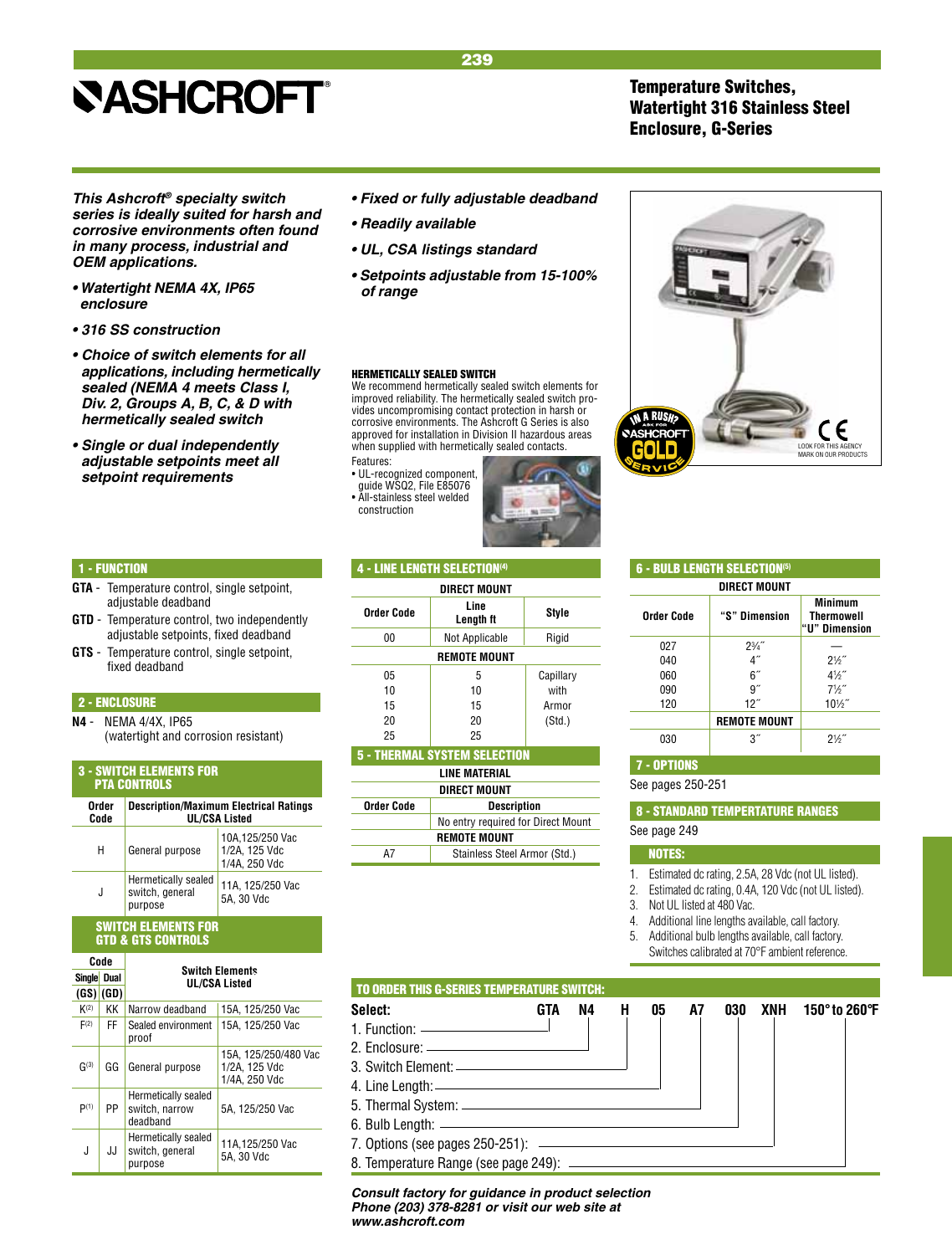# ASHCROFT®

## Temperature Switches, Watertight 316 Stainless Steel Enclosure, G-Series

***This Ashcroft® specialty switch series is ideally suited for harsh and corrosive environments often found in many process, industrial and OEM applications.***

- ***Watertight NEMA 4X, IP65 enclosure***
- ***316 SS construction***
- ***Choice of switch elements for all applications, including hermetically sealed (NEMA 4 meets Class I, Div. 2, Groups A, B, C, & D with hermetically sealed switch***
- ***Single or dual independently adjustable setpoints meet all setpoint requirements***
- ***Fixed or fully adjustable deadband***
- ***Readily available***
- ***UL, CSA listings standard***
- ***Setpoints adjustable from 15-100% of range***

### HERMETICALLY SEALED SWITCH

We recommend hermetically sealed switch elements for improved reliability. The hermetically sealed switch provides uncompromising contact protection in harsh or corrosive environments. The Ashcroft G Series is also approved for installation in Division II hazardous areas when supplied with hermetically sealed contacts.

Features:
- UL-recognized component, guide WSQ2, File E85076
- All-stainless steel welded construction

IN A RUSH? ASK FOR ASHCROFT GOLD SERVICE

LOOK FOR THIS AGENCY MARK ON OUR PRODUCTS

### 1 - FUNCTION

**GTA** - Temperature control, single setpoint, adjustable deadband

**GTD** - Temperature control, two independently adjustable setpoints, fixed deadband

**GTS** - Temperature control, single setpoint, fixed deadband

### 2 - ENCLOSURE

**N4** - NEMA 4/4X, IP65 (watertight and corrosion resistant)

### 3 - SWITCH ELEMENTS FOR PTA CONTROLS

| Order Code | Description/Maximum Electrical Ratings UL/CSA Listed | |
|---|---|---|
| H | General purpose | 10A,125/250 Vac 1/2A, 125 Vdc 1/4A, 250 Vdc |
| J | Hermetically sealed switch, general purpose | 11A, 125/250 Vac 5A, 30 Vdc |

### SWITCH ELEMENTS FOR GTD & GTS CONTROLS

| Code Single (GS) | Code Dual (GD) | Switch Elements UL/CSA Listed | |
|---|---|---|---|
| K[2] | KK | Narrow deadband | 15A, 125/250 Vac |
| F[2] | FF | Sealed environment proof | 15A, 125/250 Vac |
| G[3] | GG | General purpose | 15A, 125/250/480 Vac 1/2A, 125 Vdc 1/4A, 250 Vdc |
| P[1] | PP | Hermetically sealed switch, narrow deadband | 5A, 125/250 Vac |
| J | JJ | Hermetically sealed switch, general purpose | 11A,125/250 Vac 5A, 30 Vdc |

### 4 - LINE LENGTH SELECTION[4]

| Order Code | Line Length ft | Style |
|---|---|---|
| **DIRECT MOUNT** | | |
| 00 | Not Applicable | Rigid |
| **REMOTE MOUNT** | | |
| 05 | 5 | Capillary with Armor (Std.) |
| 10 | 10 | |
| 15 | 15 | |
| 20 | 20 | |
| 25 | 25 | |

### 5 - THERMAL SYSTEM SELECTION

| Order Code | Description |
|---|---|
| **LINE MATERIAL** | |
| **DIRECT MOUNT** | |
| | No entry required for Direct Mount |
| **REMOTE MOUNT** | |
| A7 | Stainless Steel Armor (Std.) |

### 6 - BULB LENGTH SELECTION[5]

| Order Code | "S" Dimension | Minimum Thermowell "U" Dimension |
|---|---|---|
| **DIRECT MOUNT** | | |
| 027 | 2¾″ | — |
| 040 | 4″ | 2½″ |
| 060 | 6″ | 4½″ |
| 090 | 9″ | 7½″ |
| 120 | 12″ | 10½″ |
| **REMOTE MOUNT** | | |
| 030 | 3″ | 2½″ |

### 7 - OPTIONS

See pages 250-251

### 8 - STANDARD TEMPERTATURE RANGES

See page 249

### NOTES:

1. Estimated dc rating, 2.5A, 28 Vdc (not UL listed).
2. Estimated dc rating, 0.4A, 120 Vdc (not UL listed).
3. Not UL listed at 480 Vac.
4. Additional line lengths available, call factory.
5. Additional bulb lengths available, call factory. Switches calibrated at 70°F ambient reference.

### TO ORDER THIS G-SERIES TEMPERATURE SWITCH:

| Select: | GTA | N4 | H | 05 | A7 | 030 | XNH | 150° to 260°F |
|---|---|---|---|---|---|---|---|---|

1. Function: GTA
2. Enclosure: N4
3. Switch Element: H
4. Line Length: 05
5. Thermal System: A7
6. Bulb Length: 030
7. Options (see pages 250-251): XNH
8. Temperature Range (see page 249): 150° to 260°F

***Consult factory for guidance in product selection Phone (203) 378-8281 or visit our web site at www.ashcroft.com***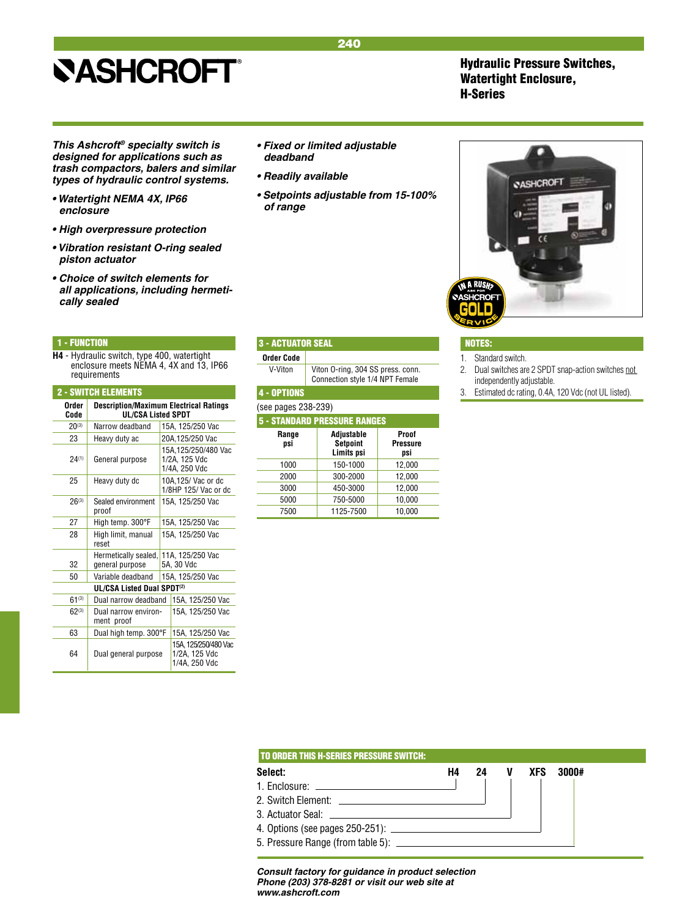# ASHCROFT®

## Hydraulic Pressure Switches, Watertight Enclosure, H-Series

***This Ashcroft® specialty switch is designed for applications such as trash compactors, balers and similar types of hydraulic control systems.***

- ***Watertight NEMA 4X, IP66 enclosure***
- ***High overpressure protection***
- ***Vibration resistant O-ring sealed piston actuator***
- ***Choice of switch elements for all applications, including hermetically sealed***
- ***Fixed or limited adjustable deadband***
- ***Readily available***
- ***Setpoints adjustable from 15-100% of range***

### 1 - FUNCTION

**H4** - Hydraulic switch, type 400, watertight enclosure meets NEMA 4, 4X and 13, IP66 requirements

### 2 - SWITCH ELEMENTS

| Order Code | Description/Maximum Electrical Ratings UL/CSA Listed SPDT | |
|---|---|---|
| 20[3] | Narrow deadband | 15A, 125/250 Vac |
| 23 | Heavy duty ac | 20A,125/250 Vac |
| 24[1] | General purpose | 15A,125/250/480 Vac 1/2A, 125 Vdc 1/4A, 250 Vdc |
| 25 | Heavy duty dc | 10A,125/ Vac or dc 1/8HP 125/ Vac or dc |
| 26[3] | Sealed environment proof | 15A, 125/250 Vac |
| 27 | High temp. 300°F | 15A, 125/250 Vac |
| 28 | High limit, manual reset | 15A, 125/250 Vac |
| 32 | Hermetically sealed, general purpose | 11A, 125/250 Vac 5A, 30 Vdc |
| 50 | Variable deadband | 15A, 125/250 Vac |
| | **UL/CSA Listed Dual SPDT[2]** | |
| 61[3] | Dual narrow deadband | 15A, 125/250 Vac |
| 62[3] | Dual narrow environment proof | 15A, 125/250 Vac |
| 63 | Dual high temp. 300°F | 15A, 125/250 Vac |
| 64 | Dual general purpose | 15A, 125/250/480 Vac 1/2A, 125 Vdc 1/4A, 250 Vdc |

### 3 - ACTUATOR SEAL

| Order Code | |
|---|---|
| V-Viton | Viton O-ring, 304 SS press. conn. Connection style 1/4 NPT Female |

### 4 - OPTIONS

(see pages 238-239)

### 5 - STANDARD PRESSURE RANGES

| Range psi | Adjustable Setpoint Limits psi | Proof Pressure psi |
|---|---|---|
| 1000 | 150-1000 | 12,000 |
| 2000 | 300-2000 | 12,000 |
| 3000 | 450-3000 | 12,000 |
| 5000 | 750-5000 | 10,000 |
| 7500 | 1125-7500 | 10,000 |

### NOTES:

1. Standard switch.
2. Dual switches are 2 SPDT snap-action switches not independently adjustable.
3. Estimated dc rating, 0.4A, 120 Vdc (not UL listed).

### TO ORDER THIS H-SERIES PRESSURE SWITCH:

**Select:** **H4 24 V XFS 3000#**

1. Enclosure: H4
2. Switch Element: 24
3. Actuator Seal: V
4. Options (see pages 250-251): XFS
5. Pressure Range (from table 5): 3000#

***Consult factory for guidance in product selection Phone (203) 378-8281 or visit our web site at www.ashcroft.com***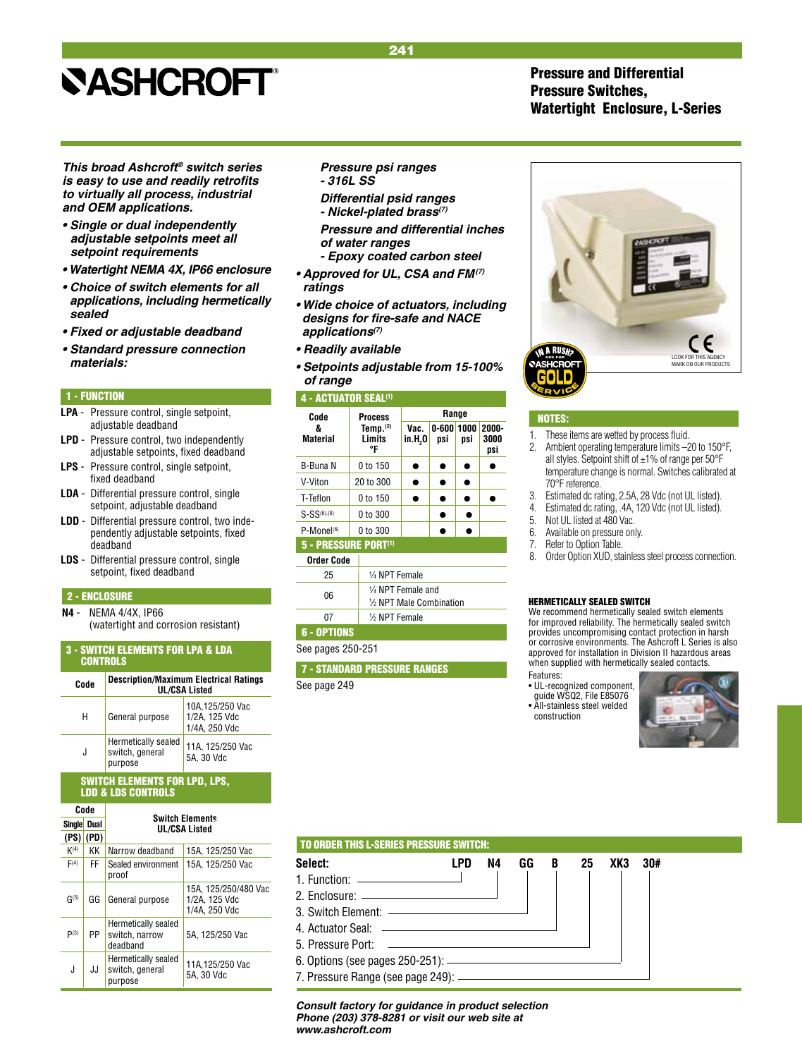# ASHCROFT®

## Pressure and Differential Pressure Switches, Watertight Enclosure, L-Series

***This broad Ashcroft® switch series is easy to use and readily retrofits to virtually all process, industrial and OEM applications.***

- ***Single or dual independently adjustable setpoints meet all setpoint requirements***
- ***Watertight NEMA 4X, IP66 enclosure***
- ***Choice of switch elements for all applications, including hermetically sealed***
- ***Fixed or adjustable deadband***
- ***Standard pressure connection materials:***

  ***Pressure psi ranges - 316L SS***

  ***Differential psid ranges - Nickel-plated brass(7)***

  ***Pressure and differential inches of water ranges - Epoxy coated carbon steel***
- ***Approved for UL, CSA and FM(7) ratings***
- ***Wide choice of actuators, including designs for fire-safe and NACE applications(7)***
- ***Readily available***
- ***Setpoints adjustable from 15-100% of range***

### 1 - FUNCTION

**LPA** - Pressure control, single setpoint, adjustable deadband

**LPD** - Pressure control, two independently adjustable setpoints, fixed deadband

**LPS** - Pressure control, single setpoint, fixed deadband

**LDA** - Differential pressure control, single setpoint, adjustable deadband

**LDD** - Differential pressure control, two independently adjustable setpoints, fixed deadband

**LDS** - Differential pressure control, single setpoint, fixed deadband

### 2 - ENCLOSURE

**N4** - NEMA 4/4X, IP66 (watertight and corrosion resistant)

### 3 - SWITCH ELEMENTS FOR LPA & LDA CONTROLS

| Code | Description/Maximum Electrical Ratings UL/CSA Listed | |
|---|---|---|
| H | General purpose | 10A,125/250 Vac<br>1/2A, 125 Vdc<br>1/4A, 250 Vdc |
| J | Hermetically sealed switch, general purpose | 11A, 125/250 Vac<br>5A, 30 Vdc |

### SWITCH ELEMENTS FOR LPD, LPS, LDD & LDS CONTROLS

| Code Single (PS) | Code Dual (PD) | Switch Elements UL/CSA Listed | |
|---|---|---|---|
| K(4) | KK | Narrow deadband | 15A, 125/250 Vac |
| F(4) | FF | Sealed environment proof | 15A, 125/250 Vac |
| G(5) | GG | General purpose | 15A, 125/250/480 Vac<br>1/2A, 125 Vdc<br>1/4A, 250 Vdc |
| P(3) | PP | Hermetically sealed switch, narrow deadband | 5A, 125/250 Vac |
| J | JJ | Hermetically sealed switch, general purpose | 11A,125/250 Vac<br>5A, 30 Vdc |

### 4 - ACTUATOR SEAL(1)

| Code & Material | Process Temp.(2) Limits °F | Range Vac. in.$H_2O$ | 0-600 psi | 1000 psi | 2000-3000 psi |
|---|---|---|---|---|---|
| B-Buna N | 0 to 150 | ● | ● | ● | ● |
| V-Viton | 20 to 300 | ● | ● | ● | |
| T-Teflon | 0 to 150 | ● | ● | ● | ● |
| S-SS(6),(8) | 0 to 300 | | ● | ● | |
| P-Monel(6) | 0 to 300 | | ● | ● | |

### 5 - PRESSURE PORT(1)

| Order Code | |
|---|---|
| 25 | ¼ NPT Female |
| 06 | ¼ NPT Female and ½ NPT Male Combination |
| 07 | ½ NPT Female |

### 6 - OPTIONS

See pages 250-251

### 7 - STANDARD PRESSURE RANGES

See page 249

LOOK FOR THIS AGENCY MARK ON OUR PRODUCTS

IN A RUSH? ASK FOR ASHCROFT GOLD SERVICE

### NOTES:

1. These items are wetted by process fluid.
2. Ambient operating temperature limits –20 to 150°F, all styles. Setpoint shift of ±1% of range per 50°F temperature change is normal. Switches calibrated at 70°F reference.
3. Estimated dc rating, 2.5A, 28 Vdc (not UL listed).
4. Estimated dc rating, .4A, 120 Vdc (not UL listed).
5. Not UL listed at 480 Vac.
6. Available on pressure only.
7. Refer to Option Table.
8. Order Option XUD, stainless steel process connection.

#### HERMETICALLY SEALED SWITCH

We recommend hermetically sealed switch elements for improved reliability. The hermetically sealed switch provides uncompromising contact protection in harsh or corrosive environments. The Ashcroft L Series is also approved for installation in Division II hazardous areas when supplied with hermetically sealed contacts.

Features:
- UL-recognized component, guide WSQ2, File E85076
- All-stainless steel welded construction

### TO ORDER THIS L-SERIES PRESSURE SWITCH:

**Select:** LPD N4 GG B 25 XK3 30#

1. Function: LPD
2. Enclosure: N4
3. Switch Element: GG
4. Actuator Seal: B
5. Pressure Port: 25
6. Options (see pages 250-251): XK3
7. Pressure Range (see page 249): 30#

***Consult factory for guidance in product selection Phone (203) 378-8281 or visit our web site at www.ashcroft.com***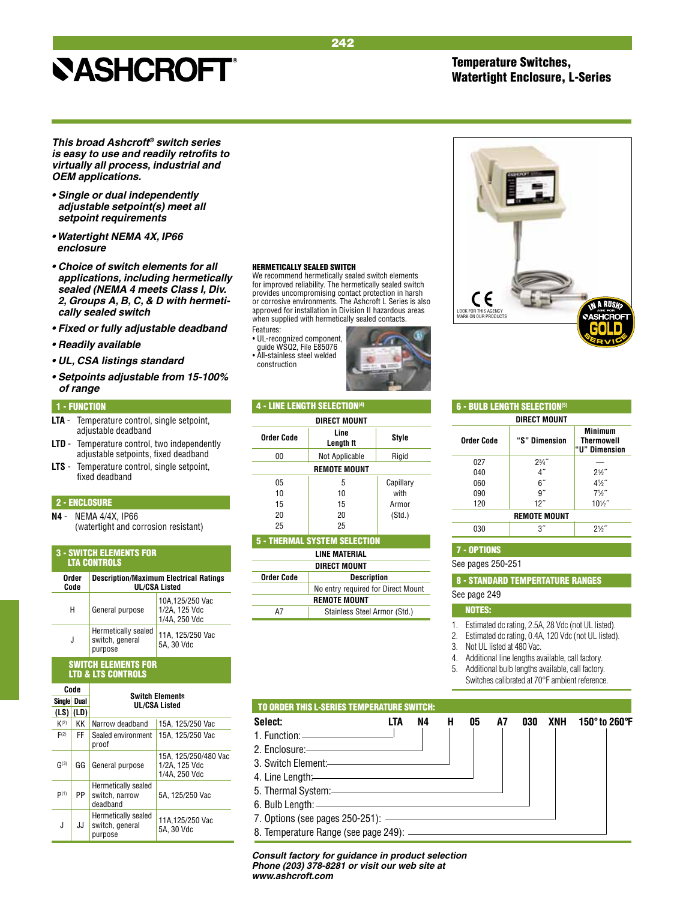# Temperature Switches, Watertight Enclosure, L-Series

***This broad Ashcroft® switch series is easy to use and readily retrofits to virtually all process, industrial and OEM applications.***

- ***Single or dual independently adjustable setpoint(s) meet all setpoint requirements***
- ***Watertight NEMA 4X, IP66 enclosure***
- ***Choice of switch elements for all applications, including hermetically sealed (NEMA 4 meets Class I, Div. 2, Groups A, B, C, & D with hermetically sealed switch***
- ***Fixed or fully adjustable deadband***
- ***Readily available***
- ***UL, CSA listings standard***
- ***Setpoints adjustable from 15-100% of range***

### HERMETICALLY SEALED SWITCH

We recommend hermetically sealed switch elements for improved reliability. The hermetically sealed switch provides uncompromising contact protection in harsh or corrosive environments. The Ashcroft L Series is also approved for installation in Division II hazardous areas when supplied with hermetically sealed contacts.

Features:
- UL-recognized component, guide WSQ2, File E85076
- All-stainless steel welded construction

LOOK FOR THIS AGENCY MARK ON OUR PRODUCTS

IN A RUSH? ASK FOR ASHCROFT GOLD SERVICE

## 1 - FUNCTION

**LTA** - Temperature control, single setpoint, adjustable deadband

**LTD** - Temperature control, two independently adjustable setpoints, fixed deadband

**LTS** - Temperature control, single setpoint, fixed deadband

## 2 - ENCLOSURE

**N4** - NEMA 4/4X, IP66 (watertight and corrosion resistant)

## 3 - SWITCH ELEMENTS FOR LTA CONTROLS

| Order Code | Description/Maximum Electrical Ratings UL/CSA Listed | |
|---|---|---|
| H | General purpose | 10A,125/250 Vac 1/2A, 125 Vdc 1/4A, 250 Vdc |
| J | Hermetically sealed switch, general purpose | 11A, 125/250 Vac 5A, 30 Vdc |

### SWITCH ELEMENTS FOR LTD & LTS CONTROLS

| Code Single (LS) | Code Dual (LD) | Switch Elements UL/CSA Listed | |
|---|---|---|---|
| K[2] | KK | Narrow deadband | 15A, 125/250 Vac |
| F[2] | FF | Sealed environment proof | 15A, 125/250 Vac |
| G[3] | GG | General purpose | 15A, 125/250/480 Vac 1/2A, 125 Vdc 1/4A, 250 Vdc |
| P[1] | PP | Hermetically sealed switch, narrow deadband | 5A, 125/250 Vac |
| J | JJ | Hermetically sealed switch, general purpose | 11A,125/250 Vac 5A, 30 Vdc |

## 4 - LINE LENGTH SELECTION[4]

| Order Code | Line Length ft | Style |
|---|---|---|
| **DIRECT MOUNT** | | |
| 00 | Not Applicable | Rigid |
| **REMOTE MOUNT** | | |
| 05 | 5 | Capillary with Armor (Std.) |
| 10 | 10 | |
| 15 | 15 | |
| 20 | 20 | |
| 25 | 25 | |

## 5 - THERMAL SYSTEM SELECTION

| Order Code | Description |
|---|---|
| **LINE MATERIAL — DIRECT MOUNT** | |
| | No entry required for Direct Mount |
| **REMOTE MOUNT** | |
| A7 | Stainless Steel Armor (Std.) |

## 6 - BULB LENGTH SELECTION[5]

| Order Code | "S" Dimension | Minimum Thermowell "U" Dimension |
|---|---|---|
| **DIRECT MOUNT** | | |
| 027 | 2¾″ | — |
| 040 | 4″ | 2½″ |
| 060 | 6″ | 4½″ |
| 090 | 9″ | 7½″ |
| 120 | 12″ | 10½″ |
| **REMOTE MOUNT** | | |
| 030 | 3″ | 2½″ |

## 7 - OPTIONS

See pages 250-251

## 8 - STANDARD TEMPERTATURE RANGES

See page 249

### NOTES:

1. Estimated dc rating, 2.5A, 28 Vdc (not UL listed).
2. Estimated dc rating, 0.4A, 120 Vdc (not UL listed).
3. Not UL listed at 480 Vac.
4. Additional line lengths available, call factory.
5. Additional bulb lengths available, call factory. Switches calibrated at 70°F ambient reference.

## TO ORDER THIS L-SERIES TEMPERATURE SWITCH:

| Select: | Example |
|---|---|
| 1. Function | LTA |
| 2. Enclosure | N4 |
| 3. Switch Element | H |
| 4. Line Length | 05 |
| 5. Thermal System | A7 |
| 6. Bulb Length | 030 |
| 7. Options (see pages 250-251) | XNH |
| 8. Temperature Range (see page 249) | 150° to 260°F |

***Consult factory for guidance in product selection Phone (203) 378-8281 or visit our web site at www.ashcroft.com***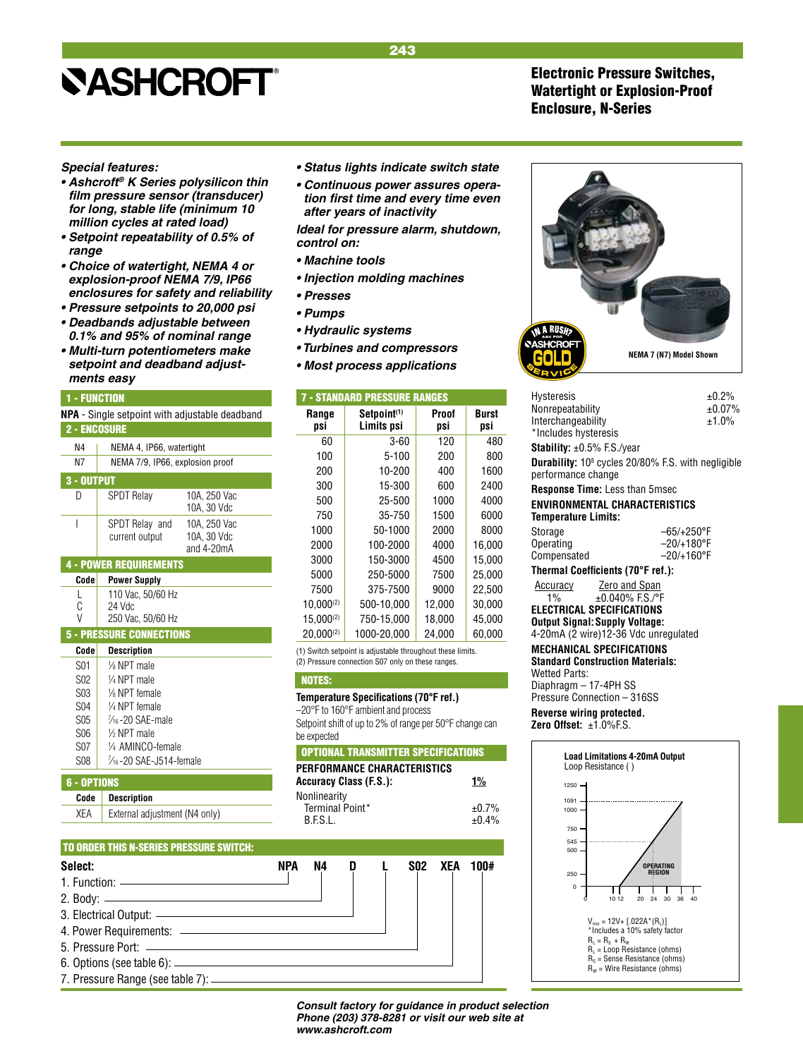# ASHCROFT

## Electronic Pressure Switches, Watertight or Explosion-Proof Enclosure, N-Series

*Special features:*

- ***Ashcroft® K Series polysilicon thin film pressure sensor (transducer) for long, stable life (minimum 10 million cycles at rated load)***
- ***Setpoint repeatability of 0.5% of range***
- ***Choice of watertight, NEMA 4 or explosion-proof NEMA 7/9, IP66 enclosures for safety and reliability***
- ***Pressure setpoints to 20,000 psi***
- ***Deadbands adjustable between 0.1% and 95% of nominal range***
- ***Multi-turn potentiometers make setpoint and deadband adjustments easy***
- ***Status lights indicate switch state***
- ***Continuous power assures operation first time and every time even after years of inactivity***

***Ideal for pressure alarm, shutdown, control on:***

- ***Machine tools***
- ***Injection molding machines***
- ***Presses***
- ***Pumps***
- ***Hydraulic systems***
- ***Turbines and compressors***
- ***Most process applications***

NEMA 7 (N7) Model Shown

### 1 - FUNCTION

**NPA** - Single setpoint with adjustable deadband

### 2 - ENCOSURE

| | |
|---|---|
| N4 | NEMA 4, IP66, watertight |
| N7 | NEMA 7/9, IP66, explosion proof |

### 3 - OUTPUT

| | | |
|---|---|---|
| D | SPDT Relay | 10A, 250 Vac 10A, 30 Vdc |
| I | SPDT Relay and current output | 10A, 250 Vac 10A, 30 Vdc and 4-20mA |

### 4 - POWER REQUIREMENTS

| Code | Power Supply |
|---|---|
| L | 110 Vac, 50/60 Hz |
| C | 24 Vdc |
| V | 250 Vac, 50/60 Hz |

### 5 - PRESSURE CONNECTIONS

| Code | Description |
|---|---|
| S01 | ⅛ NPT male |
| S02 | ¼ NPT male |
| S03 | ⅛ NPT female |
| S04 | ¼ NPT female |
| S05 | 7⁄16-20 SAE-male |
| S06 | ½ NPT male |
| S07 | ¼ AMINCO-female |
| S08 | 7⁄16-20 SAE-J514-female |

### 6 - OPTIONS

| Code | Description |
|---|---|
| XEA | External adjustment (N4 only) |

### 7 - STANDARD PRESSURE RANGES

| Range psi | Setpoint(1) Limits psi | Proof psi | Burst psi |
|---|---|---|---|
| 60 | 3-60 | 120 | 480 |
| 100 | 5-100 | 200 | 800 |
| 200 | 10-200 | 400 | 1600 |
| 300 | 15-300 | 600 | 2400 |
| 500 | 25-500 | 1000 | 4000 |
| 750 | 35-750 | 1500 | 6000 |
| 1000 | 50-1000 | 2000 | 8000 |
| 2000 | 100-2000 | 4000 | 16,000 |
| 3000 | 150-3000 | 4500 | 15,000 |
| 5000 | 250-5000 | 7500 | 25,000 |
| 7500 | 375-7500 | 9000 | 22,500 |
| 10,000(2) | 500-10,000 | 12,000 | 30,000 |
| 15,000(2) | 750-15,000 | 18,000 | 45,000 |
| 20,000(2) | 1000-20,000 | 24,000 | 60,000 |

(1) Switch setpoint is adjustable throughout these limits.
(2) Pressure connection S07 only on these ranges.

### NOTES:

**Temperature Specifications (70°F ref.)**
–20°F to 160°F ambient and process
Setpoint shift of up to 2% of range per 50°F change can be expected

### OPTIONAL TRANSMITTER SPECIFICATIONS

**PERFORMANCE CHARACTERISTICS**

| | |
|---|---|
| **Accuracy Class (F.S.):** | **1%** |
| Nonlinearity | |
| Terminal Point* | ±0.7% |
| B.F.S.L. | ±0.4% |
| Hysteresis | ±0.2% |
| Nonrepeatability | ±0.07% |
| Interchangeability | ±1.0% |

*Includes hysteresis

**Stability:** ±0.5% F.S./year

**Durability:** $10^8$ cycles 20/80% F.S. with negligible performance change

**Response Time:** Less than 5msec

**ENVIRONMENTAL CHARACTERISTICS**

**Temperature Limits:**

| | |
|---|---|
| Storage | –65/+250°F |
| Operating | –20/+180°F |
| Compensated | –20/+160°F |

**Thermal Coefficients (70°F ref.):**

| Accuracy | Zero and Span |
|---|---|
| 1% | ±0.040% F.S./°F |

**ELECTRICAL SPECIFICATIONS**

**Output Signal: Supply Voltage:**
4-20mA (2 wire)12-36 Vdc unregulated

**MECHANICAL SPECIFICATIONS**

**Standard Construction Materials:**
Wetted Parts:
Diaphragm – 17-4PH SS
Pressure Connection – 316SS

**Reverse wiring protected.**

**Zero Offset:** ±1.0%F.S.

**Load Limitations 4-20mA Output**
Loop Resistance ( )

(Chart: Loop resistance axis 0, 250, 500, 545, 750, 1000, 1091, 1250; supply voltage axis 0, 10, 12, 20, 24, 30, 36, 40; OPERATING REGION)

$V_{min} = 12V + [.022A^*(R_L)]$
*Includes a 10% safety factor
$R_L = R_S + R_W$
$R_L$ = Loop Resistance (ohms)
$R_S$ = Sense Resistance (ohms)
$R_W$ = Wire Resistance (ohms)

### TO ORDER THIS N-SERIES PRESSURE SWITCH:

**Select:** NPA N4 D L S02 XEA 100#

1. Function: NPA
2. Body: N4
3. Electrical Output: D
4. Power Requirements: L
5. Pressure Port: S02
6. Options (see table 6): XEA
7. Pressure Range (see table 7): 100#

***Consult factory for guidance in product selection***
***Phone (203) 378-8281 or visit our web site at***
***www.ashcroft.com***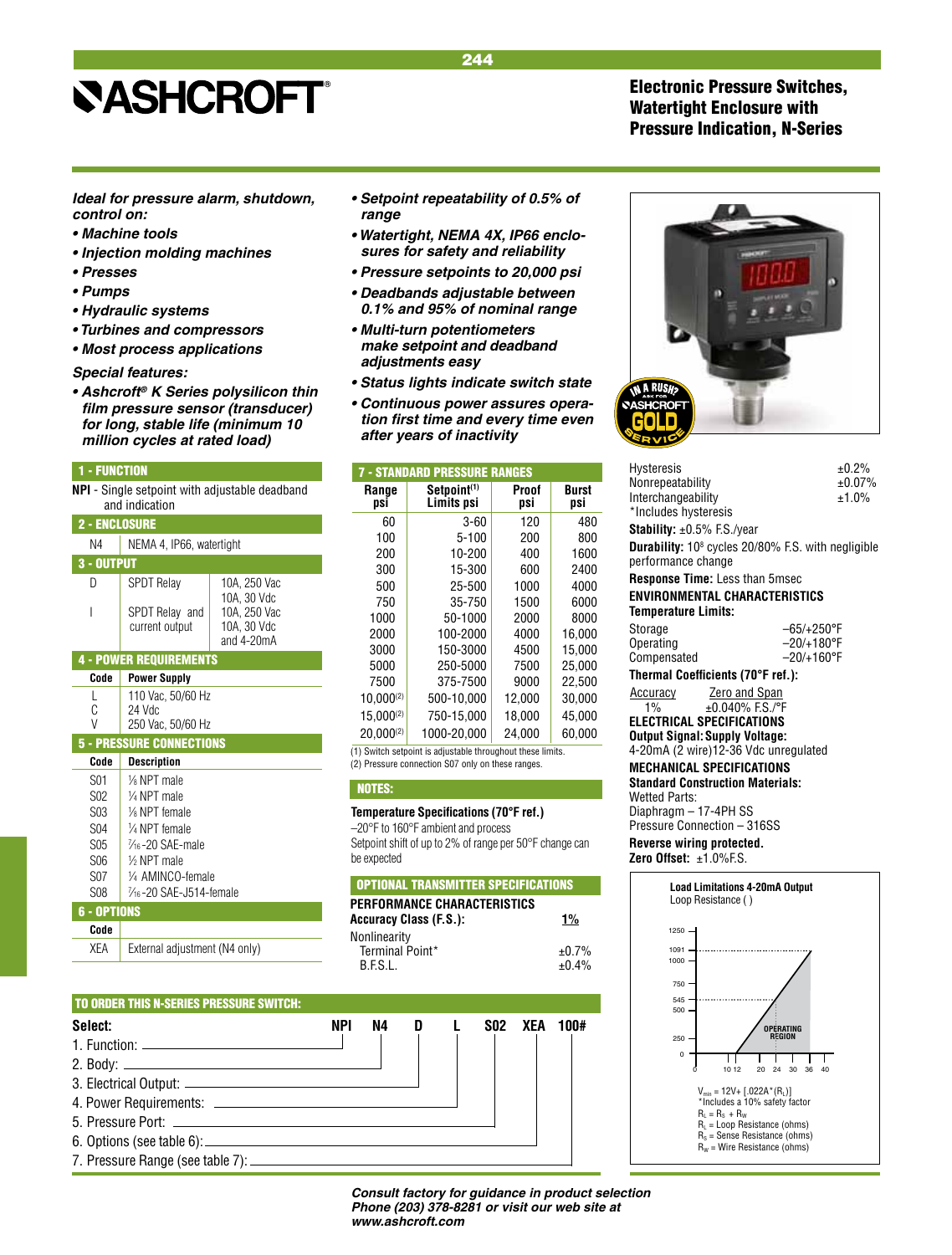# ASHCROFT

## Electronic Pressure Switches, Watertight Enclosure with Pressure Indication, N-Series

***Ideal for pressure alarm, shutdown, control on:***

- ***Machine tools***
- ***Injection molding machines***
- ***Presses***
- ***Pumps***
- ***Hydraulic systems***
- ***Turbines and compressors***
- ***Most process applications***

***Special features:***

- ***Ashcroft® K Series polysilicon thin film pressure sensor (transducer) for long, stable life (minimum 10 million cycles at rated load)***
- ***Setpoint repeatability of 0.5% of range***
- ***Watertight, NEMA 4X, IP66 enclosures for safety and reliability***
- ***Pressure setpoints to 20,000 psi***
- ***Deadbands adjustable between 0.1% and 95% of nominal range***
- ***Multi-turn potentiometers make setpoint and deadband adjustments easy***
- ***Status lights indicate switch state***
- ***Continuous power assures operation first time and every time even after years of inactivity***

### 1 - FUNCTION

**NPI** - Single setpoint with adjustable deadband and indication

### 2 - ENCLOSURE

| | |
|---|---|
| N4 | NEMA 4, IP66, watertight |

### 3 - OUTPUT

| | | |
|---|---|---|
| D | SPDT Relay | 10A, 250 Vac 10A, 30 Vdc |
| I | SPDT Relay and current output | 10A, 250 Vac 10A, 30 Vdc and 4-20mA |

### 4 - POWER REQUIREMENTS

| Code | Power Supply |
|---|---|
| L | 110 Vac, 50/60 Hz |
| C | 24 Vdc |
| V | 250 Vac, 50/60 Hz |

### 5 - PRESSURE CONNECTIONS

| Code | Description |
|---|---|
| S01 | ⅛ NPT male |
| S02 | ¼ NPT male |
| S03 | ⅛ NPT female |
| S04 | ¼ NPT female |
| S05 | 7⁄16-20 SAE-male |
| S06 | ½ NPT male |
| S07 | ¼ AMINCO-female |
| S08 | 7⁄16-20 SAE-J514-female |

### 6 - OPTIONS

| Code | |
|---|---|
| XEA | External adjustment (N4 only) |

### 7 - STANDARD PRESSURE RANGES

| Range psi | Setpoint[1] Limits psi | Proof psi | Burst psi |
|---|---|---|---|
| 60 | 3-60 | 120 | 480 |
| 100 | 5-100 | 200 | 800 |
| 200 | 10-200 | 400 | 1600 |
| 300 | 15-300 | 600 | 2400 |
| 500 | 25-500 | 1000 | 4000 |
| 750 | 35-750 | 1500 | 6000 |
| 1000 | 50-1000 | 2000 | 8000 |
| 2000 | 100-2000 | 4000 | 16,000 |
| 3000 | 150-3000 | 4500 | 15,000 |
| 5000 | 250-5000 | 7500 | 25,000 |
| 7500 | 375-7500 | 9000 | 22,500 |
| 10,000[2] | 500-10,000 | 12,000 | 30,000 |
| 15,000[2] | 750-15,000 | 18,000 | 45,000 |
| 20,000[2] | 1000-20,000 | 24,000 | 60,000 |

(1) Switch setpoint is adjustable throughout these limits.
(2) Pressure connection S07 only on these ranges.

### NOTES:

**Temperature Specifications (70°F ref.)**
–20°F to 160°F ambient and process
Setpoint shift of up to 2% of range per 50°F change can be expected

### OPTIONAL TRANSMITTER SPECIFICATIONS

**PERFORMANCE CHARACTERISTICS**

| | |
|---|---|
| **Accuracy Class (F.S.):** | **1%** |
| Nonlinearity | |
| Terminal Point* | ±0.7% |
| B.F.S.L. | ±0.4% |
| Hysteresis | ±0.2% |
| Nonrepeatability | ±0.07% |
| Interchangeability | ±1.0% |

*Includes hysteresis

**Stability:** ±0.5% F.S./year

**Durability:** 10⁸ cycles 20/80% F.S. with negligible performance change

**Response Time:** Less than 5msec

**ENVIRONMENTAL CHARACTERISTICS**

**Temperature Limits:**

| | |
|---|---|
| Storage | –65/+250°F |
| Operating | –20/+180°F |
| Compensated | –20/+160°F |

**Thermal Coefficients (70°F ref.):**

| Accuracy | Zero and Span |
|---|---|
| 1% | ±0.040% F.S./°F |

**ELECTRICAL SPECIFICATIONS**

**Output Signal: Supply Voltage:**
4-20mA (2 wire)12-36 Vdc unregulated

**MECHANICAL SPECIFICATIONS**

**Standard Construction Materials:**
Wetted Parts:
Diaphragm – 17-4PH SS
Pressure Connection – 316SS

**Reverse wiring protected.**

**Zero Offset:** ±1.0%F.S.

**Load Limitations 4-20mA Output**
Loop Resistance ( )

OPERATING REGION

$V_{min} = 12V + [.022A^*(R_L)]$
*Includes a 10% safety factor
$R_L = R_S + R_W$
$R_L$ = Loop Resistance (ohms)
$R_S$ = Sense Resistance (ohms)
$R_W$ = Wire Resistance (ohms)

### TO ORDER THIS N-SERIES PRESSURE SWITCH:

| Select: | NPI | N4 | D | L | S02 | XEA | 100# |
|---|---|---|---|---|---|---|---|

1. Function:
2. Body:
3. Electrical Output:
4. Power Requirements:
5. Pressure Port:
6. Options (see table 6):
7. Pressure Range (see table 7):

***Consult factory for guidance in product selection***
***Phone (203) 378-8281 or visit our web site at www.ashcroft.com***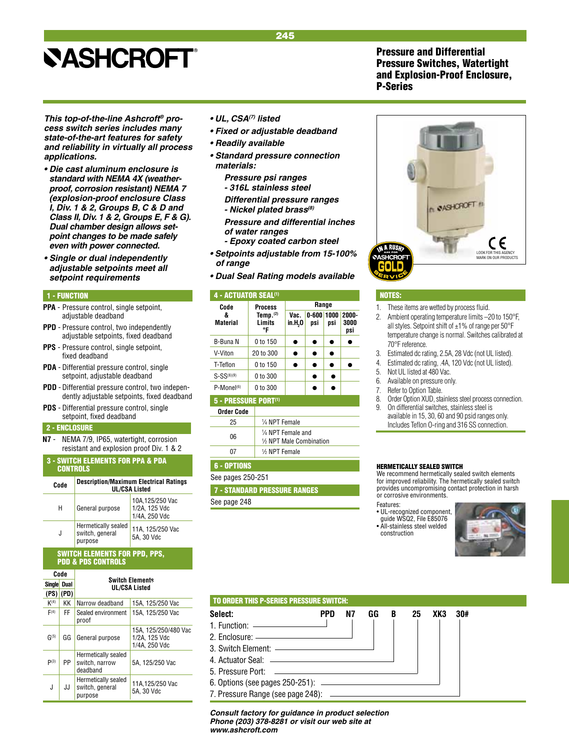# ASHCROFT®

## Pressure and Differential Pressure Switches, Watertight and Explosion-Proof Enclosure, P-Series

***This top-of-the-line Ashcroft® process switch series includes many state-of-the-art features for safety and reliability in virtually all process applications.***

- ***Die cast aluminum enclosure is standard with NEMA 4X (weatherproof, corrosion resistant) NEMA 7 (explosion-proof enclosure Class I, Div. 1 & 2, Groups B, C & D and Class II, Div. 1 & 2, Groups E, F & G). Dual chamber design allows setpoint changes to be made safely even with power connected.***
- ***Single or dual independently adjustable setpoints meet all setpoint requirements***
- ***UL, CSA[7] listed***
- ***Fixed or adjustable deadband***
- ***Readily available***
- ***Standard pressure connection materials:***
  - ***Pressure psi ranges - 316L stainless steel***
  - ***Differential pressure ranges - Nickel plated brass[8]***
  - ***Pressure and differential inches of water ranges - Epoxy coated carbon steel***
- ***Setpoints adjustable from 15-100% of range***
- ***Dual Seal Rating models available***

### 1 - FUNCTION

**PPA** - Pressure control, single setpoint, adjustable deadband

**PPD** - Pressure control, two independently adjustable setpoints, fixed deadband

**PPS** - Pressure control, single setpoint, fixed deadband

**PDA** - Differential pressure control, single setpoint, adjustable deadband

**PDD** - Differential pressure control, two independently adjustable setpoints, fixed deadband

**PDS** - Differential pressure control, single setpoint, fixed deadband

### 2 - ENCLOSURE

**N7** - NEMA 7/9, IP65, watertight, corrosion resistant and explosion proof Div. 1 & 2

### 3 - SWITCH ELEMENTS FOR PPA & PDA CONTROLS

| Code | Description/Maximum Electrical Ratings UL/CSA Listed | |
|---|---|---|
| H | General purpose | 10A,125/250 Vac 1/2A, 125 Vdc 1/4A, 250 Vdc |
| J | Hermetically sealed switch, general purpose | 11A, 125/250 Vac 5A, 30 Vdc |

### SWITCH ELEMENTS FOR PPD, PPS, PDD & PDS CONTROLS

| Code Single (PS) | Code Dual (PD) | Switch Elements UL/CSA Listed | |
|---|---|---|---|
| K[4] | KK | Narrow deadband | 15A, 125/250 Vac |
| F[4] | FF | Sealed environment proof | 15A, 125/250 Vac |
| G[5] | GG | General purpose | 15A, 125/250/480 Vac 1/2A, 125 Vdc 1/4A, 250 Vdc |
| P[3] | PP | Hermetically sealed switch, narrow deadband | 5A, 125/250 Vac |
| J | JJ | Hermetically sealed switch, general purpose | 11A,125/250 Vac 5A, 30 Vdc |

### 4 - ACTUATOR SEAL[1]

| Code & Material | Process Temp.[2] Limits °F | Range Vac. in.$H_2O$ | Range 0-600 psi | Range 1000 psi | Range 2000-3000 psi |
|---|---|---|---|---|---|
| B-Buna N | 0 to 150 | ● | ● | ● | ● |
| V-Viton | 20 to 300 | ● | ● | ● | |
| T-Teflon | 0 to 150 | ● | ● | ● | ● |
| S-SS[6][9] | 0 to 300 | | ● | ● | |
| P-Monel[6] | 0 to 300 | | ● | ● | |

### 5 - PRESSURE PORT[1]

| Order Code | |
|---|---|
| 25 | ¼ NPT Female |
| 06 | ¼ NPT Female and ½ NPT Male Combination |
| 07 | ½ NPT Female |

### 6 - OPTIONS

See pages 250-251

### 7 - STANDARD PRESSURE RANGES

See page 248

### NOTES:

1. These items are wetted by process fluid.
2. Ambient operating temperature limits –20 to 150°F, all styles. Setpoint shift of ±1% of range per 50°F temperature change is normal. Switches calibrated at 70°F reference.
3. Estimated dc rating, 2.5A, 28 Vdc (not UL listed).
4. Estimated dc rating, .4A, 120 Vdc (not UL listed).
5. Not UL listed at 480 Vac.
6. Available on pressure only.
7. Refer to Option Table.
8. Order Option XUD, stainless steel process connection.
9. On differential switches, stainless steel is available in 15, 30, 60 and 90 psid ranges only. Includes Teflon O-ring and 316 SS connection.

LOOK FOR THIS AGENCY MARK ON OUR PRODUCTS

#### HERMETICALLY SEALED SWITCH

We recommend hermetically sealed switch elements for improved reliability. The hermetically sealed switch provides uncompromising contact protection in harsh or corrosive environments.

Features:
- UL-recognized component, guide WSQ2, File E85076
- All-stainless steel welded construction

### TO ORDER THIS P-SERIES PRESSURE SWITCH:

| Select: | PPD | N7 | GG | B | 25 | XK3 | 30# |
|---|---|---|---|---|---|---|---|

1. Function: PPD
2. Enclosure: N7
3. Switch Element: GG
4. Actuator Seal: B
5. Pressure Port: 25
6. Options (see pages 250-251): XK3
7. Pressure Range (see page 248): 30#

***Consult factory for guidance in product selection Phone (203) 378-8281 or visit our web site at www.ashcroft.com***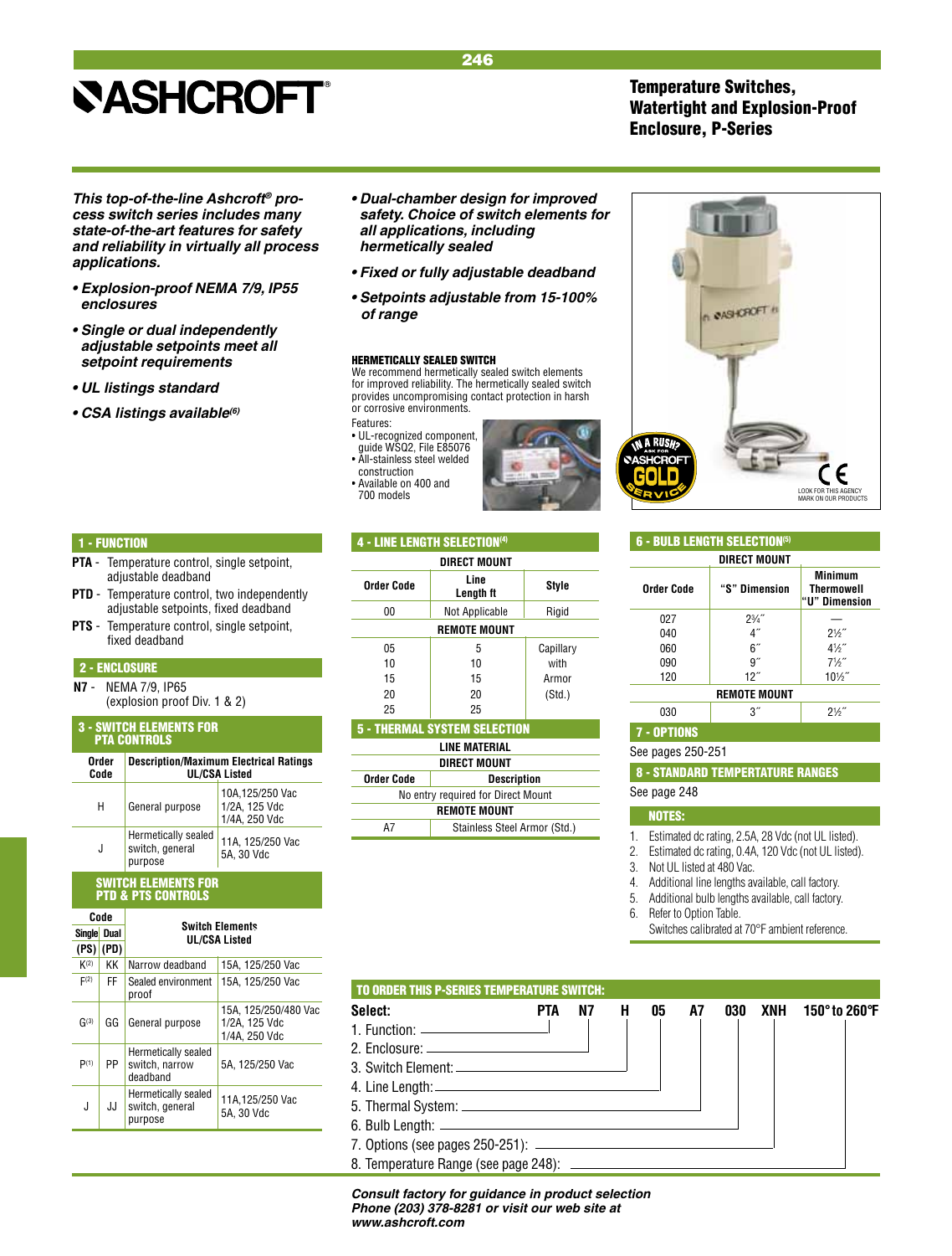# Temperature Switches, Watertight and Explosion-Proof Enclosure, P-Series

***This top-of-the-line Ashcroft® process switch series includes many state-of-the-art features for safety and reliability in virtually all process applications.***

- ***Explosion-proof NEMA 7/9, IP55 enclosures***
- ***Single or dual independently adjustable setpoints meet all setpoint requirements***
- ***UL listings standard***
- ***CSA listings available(6)***
- ***Dual-chamber design for improved safety. Choice of switch elements for all applications, including hermetically sealed***
- ***Fixed or fully adjustable deadband***
- ***Setpoints adjustable from 15-100% of range***

### HERMETICALLY SEALED SWITCH

We recommend hermetically sealed switch elements for improved reliability. The hermetically sealed switch provides uncompromising contact protection in harsh or corrosive environments.

Features:
- UL-recognized component, guide WSQ2, File E85076
- All-stainless steel welded construction
- Available on 400 and 700 models

IN A RUSH? ASK FOR ASHCROFT GOLD SERVICE

LOOK FOR THIS AGENCY MARK ON OUR PRODUCTS

## 1 - FUNCTION

**PTA** - Temperature control, single setpoint, adjustable deadband

**PTD** - Temperature control, two independently adjustable setpoints, fixed deadband

**PTS** - Temperature control, single setpoint, fixed deadband

## 2 - ENCLOSURE

**N7** - NEMA 7/9, IP65 (explosion proof Div. 1 & 2)

## 3 - SWITCH ELEMENTS FOR PTA CONTROLS

| Order Code | Description/Maximum Electrical Ratings UL/CSA Listed | |
|---|---|---|
| H | General purpose | 10A,125/250 Vac 1/2A, 125 Vdc 1/4A, 250 Vdc |
| J | Hermetically sealed switch, general purpose | 11A, 125/250 Vac 5A, 30 Vdc |

## SWITCH ELEMENTS FOR PTD & PTS CONTROLS

| Code Single (PS) | Code Dual (PD) | Switch Elements UL/CSA Listed | |
|---|---|---|---|
| K(2) | KK | Narrow deadband | 15A, 125/250 Vac |
| F(2) | FF | Sealed environment proof | 15A, 125/250 Vac |
| G(3) | GG | General purpose | 15A, 125/250/480 Vac 1/2A, 125 Vdc 1/4A, 250 Vdc |
| P(1) | PP | Hermetically sealed switch, narrow deadband | 5A, 125/250 Vac |
| J | JJ | Hermetically sealed switch, general purpose | 11A,125/250 Vac 5A, 30 Vdc |

## 4 - LINE LENGTH SELECTION(4)

| Order Code | Line Length ft | Style |
|---|---|---|
| **DIRECT MOUNT** | | |
| 00 | Not Applicable | Rigid |
| **REMOTE MOUNT** | | |
| 05 | 5 | Capillary with Armor (Std.) |
| 10 | 10 | |
| 15 | 15 | |
| 20 | 20 | |
| 25 | 25 | |

## 5 - THERMAL SYSTEM SELECTION

| Order Code | Description |
|---|---|
| **LINE MATERIAL — DIRECT MOUNT** | |
| No entry required for Direct Mount | |
| **REMOTE MOUNT** | |
| A7 | Stainless Steel Armor (Std.) |

## 6 - BULB LENGTH SELECTION(5)

| Order Code | "S" Dimension | Minimum Thermowell "U" Dimension |
|---|---|---|
| **DIRECT MOUNT** | | |
| 027 | 2¾″ | — |
| 040 | 4″ | 2½″ |
| 060 | 6″ | 4½″ |
| 090 | 9″ | 7½″ |
| 120 | 12″ | 10½″ |
| **REMOTE MOUNT** | | |
| 030 | 3″ | 2½″ |

## 7 - OPTIONS

See pages 250-251

## 8 - STANDARD TEMPERTATURE RANGES

See page 248

## NOTES:

1. Estimated dc rating, 2.5A, 28 Vdc (not UL listed).
2. Estimated dc rating, 0.4A, 120 Vdc (not UL listed).
3. Not UL listed at 480 Vac.
4. Additional line lengths available, call factory.
5. Additional bulb lengths available, call factory.
6. Refer to Option Table.

Switches calibrated at 70°F ambient reference.

## TO ORDER THIS P-SERIES TEMPERATURE SWITCH:

**Select:** **PTA N7 H 05 A7 030 XNH 150° to 260°F**

1. Function: PTA
2. Enclosure: N7
3. Switch Element: H
4. Line Length: 05
5. Thermal System: A7
6. Bulb Length: 030
7. Options (see pages 250-251): XNH
8. Temperature Range (see page 248): 150° to 260°F

***Consult factory for guidance in product selection Phone (203) 378-8281 or visit our web site at www.ashcroft.com***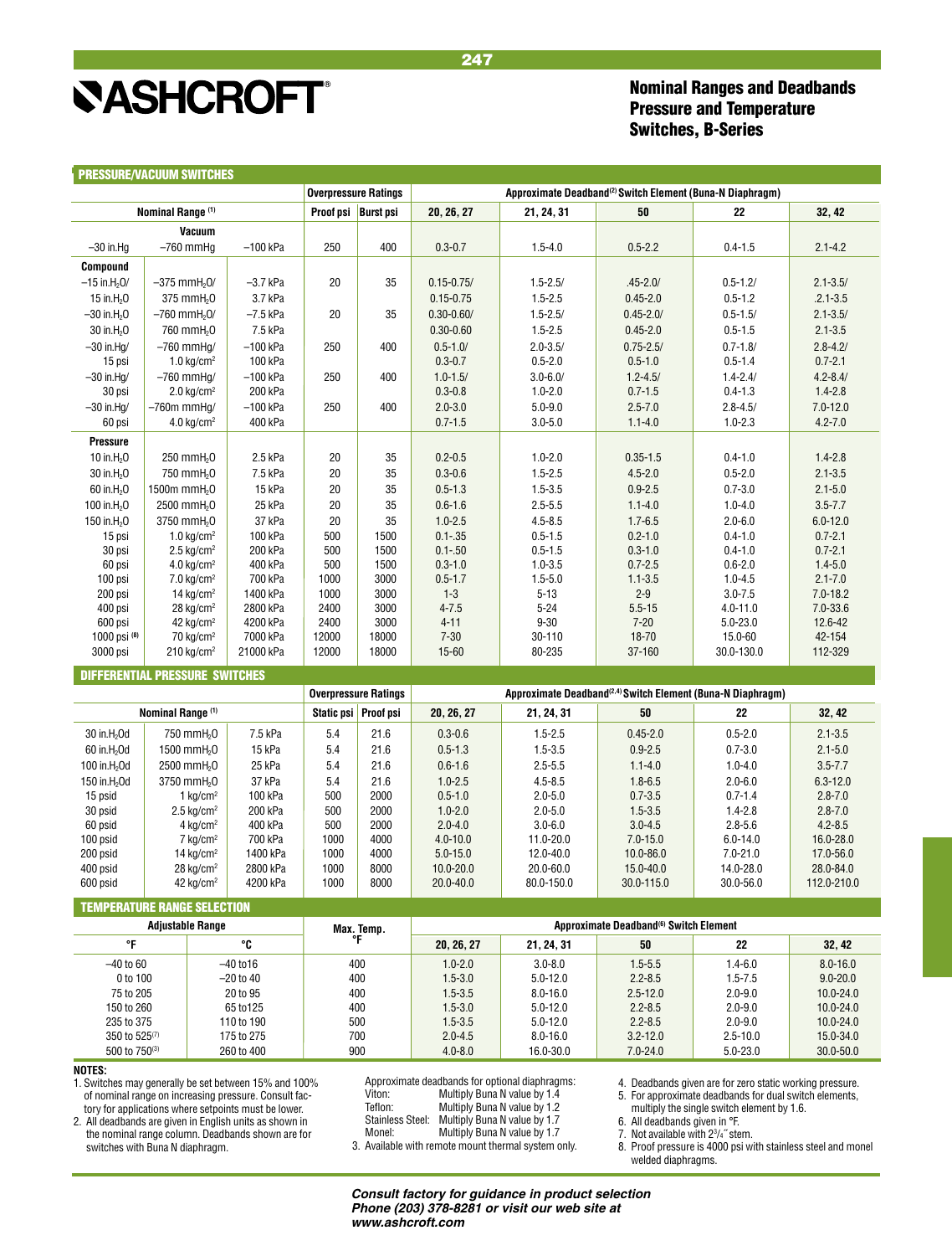# ASHCROFT®

## Nominal Ranges and Deadbands Pressure and Temperature Switches, B-Series

### PRESSURE/VACUUM SWITCHES

| Nominal Range [1] | | | Overpressure Ratings | | Approximate Deadband[2] Switch Element (Buna-N Diaphragm) | | | | |
|---|---|---|---|---|---|---|---|---|---|
| | | | Proof psi | Burst psi | 20, 26, 27 | 21, 24, 31 | 50 | 22 | 32, 42 |
| **Vacuum** | | | | | | | | | |
| –30 in.Hg | –760 mmHg | –100 kPa | 250 | 400 | 0.3-0.7 | 1.5-4.0 | 0.5-2.2 | 0.4-1.5 | 2.1-4.2 |
| **Compound** | | | | | | | | | |
| –15 in.$H_2O$/ | –375 mm$H_2O$/ | –3.7 kPa | 20 | 35 | 0.15-0.75/ | 1.5-2.5/ | .45-2.0/ | 0.5-1.2/ | 2.1-3.5/ |
| 15 in.$H_2O$ | 375 mm$H_2O$ | 3.7 kPa | | | 0.15-0.75 | 1.5-2.5 | 0.45-2.0 | 0.5-1.2 | .2.1-3.5 |
| –30 in.$H_2O$ | –760 mm$H_2O$/ | –7.5 kPa | 20 | 35 | 0.30-0.60/ | 1.5-2.5/ | 0.45-2.0/ | 0.5-1.5/ | 2.1-3.5/ |
| 30 in.$H_2O$ | 760 mm$H_2O$ | 7.5 kPa | | | 0.30-0.60 | 1.5-2.5 | 0.45-2.0 | 0.5-1.5 | 2.1-3.5 |
| –30 in.Hg/ | –760 mmHg/ | –100 kPa | 250 | 400 | 0.5-1.0/ | 2.0-3.5/ | 0.75-2.5/ | 0.7-1.8/ | 2.8-4.2/ |
| 15 psi | 1.0 kg/cm² | 100 kPa | | | 0.3-0.7 | 0.5-2.0 | 0.5-1.0 | 0.5-1.4 | 0.7-2.1 |
| –30 in.Hg/ | –760 mmHg/ | –100 kPa | 250 | 400 | 1.0-1.5/ | 3.0-6.0/ | 1.2-4.5/ | 1.4-2.4/ | 4.2-8.4/ |
| 30 psi | 2.0 kg/cm² | 200 kPa | | | 0.3-0.8 | 1.0-2.0 | 0.7-1.5 | 0.4-1.3 | 1.4-2.8 |
| –30 in.Hg/ | –760m mmHg/ | –100 kPa | 250 | 400 | 2.0-3.0 | 5.0-9.0 | 2.5-7.0 | 2.8-4.5/ | 7.0-12.0 |
| 60 psi | 4.0 kg/cm² | 400 kPa | | | 0.7-1.5 | 3.0-5.0 | 1.1-4.0 | 1.0-2.3 | 4.2-7.0 |
| **Pressure** | | | | | | | | | |
| 10 in.$H_2O$ | 250 mm$H_2O$ | 2.5 kPa | 20 | 35 | 0.2-0.5 | 1.0-2.0 | 0.35-1.5 | 0.4-1.0 | 1.4-2.8 |
| 30 in.$H_2O$ | 750 mm$H_2O$ | 7.5 kPa | 20 | 35 | 0.3-0.6 | 1.5-2.5 | 4.5-2.0 | 0.5-2.0 | 2.1-3.5 |
| 60 in.$H_2O$ | 1500m mm$H_2O$ | 15 kPa | 20 | 35 | 0.5-1.3 | 1.5-3.5 | 0.9-2.5 | 0.7-3.0 | 2.1-5.0 |
| 100 in.$H_2O$ | 2500 mm$H_2O$ | 25 kPa | 20 | 35 | 0.6-1.6 | 2.5-5.5 | 1.1-4.0 | 1.0-4.0 | 3.5-7.7 |
| 150 in.$H_2O$ | 3750 mm$H_2O$ | 37 kPa | 20 | 35 | 1.0-2.5 | 4.5-8.5 | 1.7-6.5 | 2.0-6.0 | 6.0-12.0 |
| 15 psi | 1.0 kg/cm² | 100 kPa | 500 | 1500 | 0.1-.35 | 0.5-1.5 | 0.2-1.0 | 0.4-1.0 | 0.7-2.1 |
| 30 psi | 2.5 kg/cm² | 200 kPa | 500 | 1500 | 0.1-.50 | 0.5-1.5 | 0.3-1.0 | 0.4-1.0 | 0.7-2.1 |
| 60 psi | 4.0 kg/cm² | 400 kPa | 500 | 1500 | 0.3-1.0 | 1.0-3.5 | 0.7-2.5 | 0.6-2.0 | 1.4-5.0 |
| 100 psi | 7.0 kg/cm² | 700 kPa | 1000 | 3000 | 0.5-1.7 | 1.5-5.0 | 1.1-3.5 | 1.0-4.5 | 2.1-7.0 |
| 200 psi | 14 kg/cm² | 1400 kPa | 1000 | 3000 | 1-3 | 5-13 | 2-9 | 3.0-7.5 | 7.0-18.2 |
| 400 psi | 28 kg/cm² | 2800 kPa | 2400 | 3000 | 4-7.5 | 5-24 | 5.5-15 | 4.0-11.0 | 7.0-33.6 |
| 600 psi | 42 kg/cm² | 4200 kPa | 2400 | 3000 | 4-11 | 9-30 | 7-20 | 5.0-23.0 | 12.6-42 |
| 1000 psi [8] | 70 kg/cm² | 7000 kPa | 12000 | 18000 | 7-30 | 30-110 | 18-70 | 15.0-60 | 42-154 |
| 3000 psi | 210 kg/cm² | 21000 kPa | 12000 | 18000 | 15-60 | 80-235 | 37-160 | 30.0-130.0 | 112-329 |

### DIFFERENTIAL PRESSURE SWITCHES

| Nominal Range [1] | | | Overpressure Ratings | | Approximate Deadband[2,4] Switch Element (Buna-N Diaphragm) | | | | |
|---|---|---|---|---|---|---|---|---|---|
| | | | Static psi | Proof psi | 20, 26, 27 | 21, 24, 31 | 50 | 22 | 32, 42 |
| 30 in.$H_2O$d | 750 mm$H_2O$ | 7.5 kPa | 5.4 | 21.6 | 0.3-0.6 | 1.5-2.5 | 0.45-2.0 | 0.5-2.0 | 2.1-3.5 |
| 60 in.$H_2O$d | 1500 mm$H_2O$ | 15 kPa | 5.4 | 21.6 | 0.5-1.3 | 1.5-3.5 | 0.9-2.5 | 0.7-3.0 | 2.1-5.0 |
| 100 in.$H_2O$d | 2500 mm$H_2O$ | 25 kPa | 5.4 | 21.6 | 0.6-1.6 | 2.5-5.5 | 1.1-4.0 | 1.0-4.0 | 3.5-7.7 |
| 150 in.$H_2O$d | 3750 mm$H_2O$ | 37 kPa | 5.4 | 21.6 | 1.0-2.5 | 4.5-8.5 | 1.8-6.5 | 2.0-6.0 | 6.3-12.0 |
| 15 psid | 1 kg/cm² | 100 kPa | 500 | 2000 | 0.5-1.0 | 2.0-5.0 | 0.7-3.5 | 0.7-1.4 | 2.8-7.0 |
| 30 psid | 2.5 kg/cm² | 200 kPa | 500 | 2000 | 1.0-2.0 | 2.0-5.0 | 1.5-3.5 | 1.4-2.8 | 2.8-7.0 |
| 60 psid | 4 kg/cm² | 400 kPa | 500 | 2000 | 2.0-4.0 | 3.0-6.0 | 3.0-4.5 | 2.8-5.6 | 4.2-8.5 |
| 100 psid | 7 kg/cm² | 700 kPa | 1000 | 4000 | 4.0-10.0 | 11.0-20.0 | 7.0-15.0 | 6.0-14.0 | 16.0-28.0 |
| 200 psid | 14 kg/cm² | 1400 kPa | 1000 | 4000 | 5.0-15.0 | 12.0-40.0 | 10.0-86.0 | 7.0-21.0 | 17.0-56.0 |
| 400 psid | 28 kg/cm² | 2800 kPa | 1000 | 8000 | 10.0-20.0 | 20.0-60.0 | 15.0-40.0 | 14.0-28.0 | 28.0-84.0 |
| 600 psid | 42 kg/cm² | 4200 kPa | 1000 | 8000 | 20.0-40.0 | 80.0-150.0 | 30.0-115.0 | 30.0-56.0 | 112.0-210.0 |

### TEMPERATURE RANGE SELECTION

| Adjustable Range | | Max. Temp. | Approximate Deadband[6] Switch Element | | | | |
|---|---|---|---|---|---|---|---|
| °F | °C | °F | 20, 26, 27 | 21, 24, 31 | 50 | 22 | 32, 42 |
| –40 to 60 | –40 to16 | 400 | 1.0-2.0 | 3.0-8.0 | 1.5-5.5 | 1.4-6.0 | 8.0-16.0 |
| 0 to 100 | –20 to 40 | 400 | 1.5-3.0 | 5.0-12.0 | 2.2-8.5 | 1.5-7.5 | 9.0-20.0 |
| 75 to 205 | 20 to 95 | 400 | 1.5-3.5 | 8.0-16.0 | 2.5-12.0 | 2.0-9.0 | 10.0-24.0 |
| 150 to 260 | 65 to125 | 400 | 1.5-3.0 | 5.0-12.0 | 2.2-8.5 | 2.0-9.0 | 10.0-24.0 |
| 235 to 375 | 110 to 190 | 500 | 1.5-3.5 | 5.0-12.0 | 2.2-8.5 | 2.0-9.0 | 10.0-24.0 |
| 350 to 525[7] | 175 to 275 | 700 | 2.0-4.5 | 8.0-16.0 | 3.2-12.0 | 2.5-10.0 | 15.0-34.0 |
| 500 to 750[3] | 260 to 400 | 900 | 4.0-8.0 | 16.0-30.0 | 7.0-24.0 | 5.0-23.0 | 30.0-50.0 |

**NOTES:**

1. Switches may generally be set between 15% and 100% of nominal range on increasing pressure. Consult factory for applications where setpoints must be lower.
2. All deadbands are given in English units as shown in the nominal range column. Deadbands shown are for switches with Buna N diaphragm.

   Approximate deadbands for optional diaphragms:
   - Viton: Multiply Buna N value by 1.4
   - Teflon: Multiply Buna N value by 1.2
   - Stainless Steel: Multiply Buna N value by 1.7
   - Monel: Multiply Buna N value by 1.7
3. Available with remote mount thermal system only.
4. Deadbands given are for zero static working pressure.
5. For approximate deadbands for dual switch elements, multiply the single switch element by 1.6.
6. All deadbands given in °F.
7. Not available with 2³/₄″ stem.
8. Proof pressure is 4000 psi with stainless steel and monel welded diaphragms.

***Consult factory for guidance in product selection***
***Phone (203) 378-8281 or visit our web site at***
***www.ashcroft.com***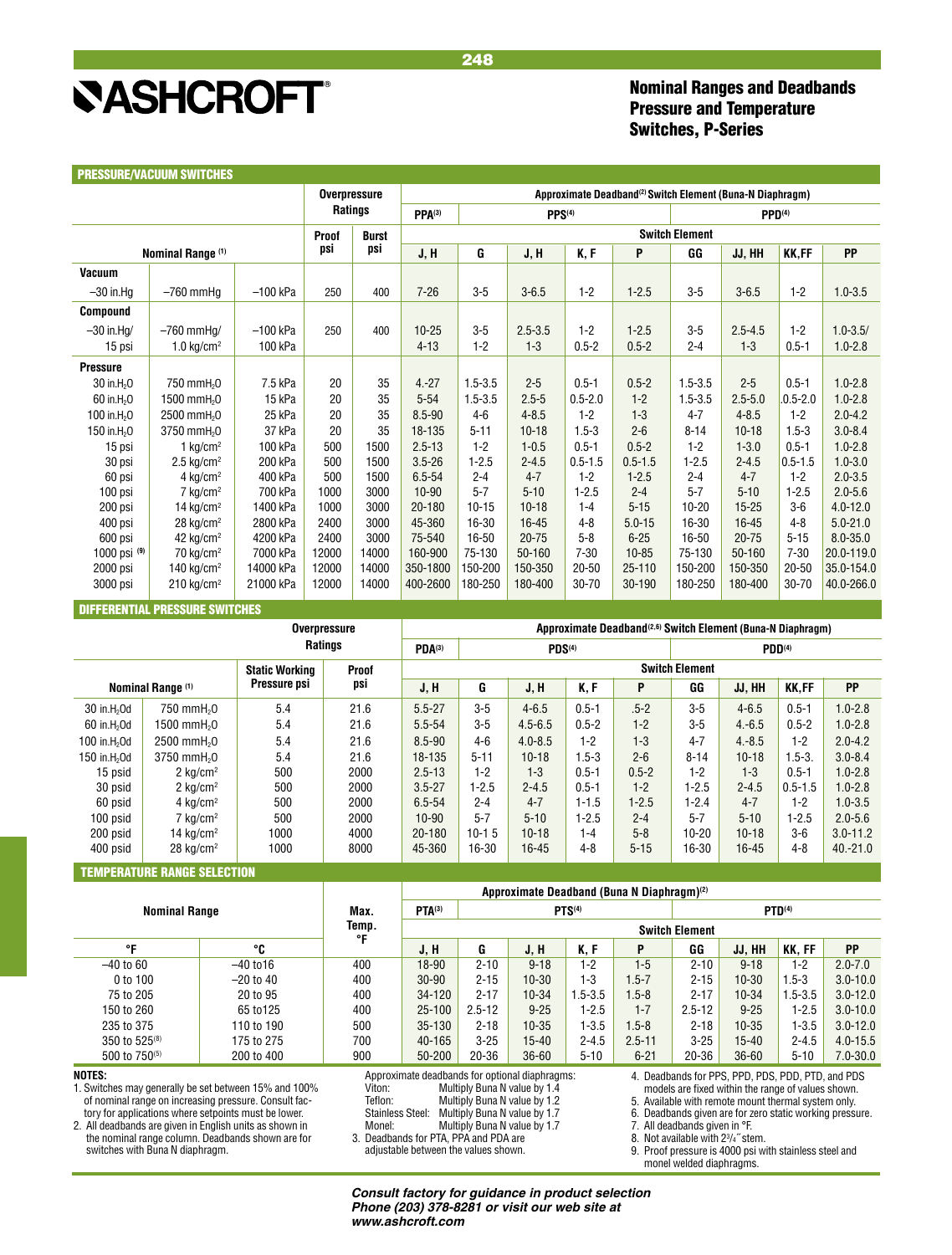# ASHCROFT®

## Nominal Ranges and Deadbands Pressure and Temperature Switches, P-Series

### PRESSURE/VACUUM SWITCHES

| Nominal Range [1] | | | Overpressure Ratings Proof psi | Burst psi | Approximate Deadband[2] Switch Element (Buna-N Diaphragm) PPA[3] J, H | PPS[4] G | PPS[4] J, H | PPS[4] K, F | PPS[4] P | PPD[4] GG | PPD[4] JJ, HH | PPD[4] KK,FF | PPD[4] PP |
|---|---|---|---|---|---|---|---|---|---|---|---|---|---|
| **Vacuum** | | | | | | | | | | | | | |
| –30 in.Hg | –760 mmHg | –100 kPa | 250 | 400 | 7-26 | 3-5 | 3-6.5 | 1-2 | 1-2.5 | 3-5 | 3-6.5 | 1-2 | 1.0-3.5 |
| **Compound** | | | | | | | | | | | | | |
| –30 in.Hg/ 15 psi | –760 mmHg/ 1.0 kg/cm² | –100 kPa 100 kPa | 250 | 400 | 10-25 4-13 | 3-5 1-2 | 2.5-3.5 1-3 | 1-2 0.5-2 | 1-2.5 0.5-2 | 3-5 2-4 | 2.5-4.5 1-3 | 1-2 0.5-1 | 1.0-3.5/ 1.0-2.8 |
| **Pressure** | | | | | | | | | | | | | |
| 30 in.$H_2O$ | 750 mm$H_2O$ | 7.5 kPa | 20 | 35 | 4.-27 | 1.5-3.5 | 2-5 | 0.5-1 | 0.5-2 | 1.5-3.5 | 2-5 | 0.5-1 | 1.0-2.8 |
| 60 in.$H_2O$ | 1500 mm$H_2O$ | 15 kPa | 20 | 35 | 5-54 | 1.5-3.5 | 2.5-5 | 0.5-2.0 | 1-2 | 1.5-3.5 | 2.5-5.0 | .0.5-2.0 | 1.0-2.8 |
| 100 in.$H_2O$ | 2500 mm$H_2O$ | 25 kPa | 20 | 35 | 8.5-90 | 4-6 | 4-8.5 | 1-2 | 1-3 | 4-7 | 4-8.5 | 1-2 | 2.0-4.2 |
| 150 in.$H_2O$ | 3750 mm$H_2O$ | 37 kPa | 20 | 35 | 18-135 | 5-11 | 10-18 | 1.5-3 | 2-6 | 8-14 | 10-18 | 1.5-3 | 3.0-8.4 |
| 15 psi | 1 kg/cm² | 100 kPa | 500 | 1500 | 2.5-13 | 1-2 | 1-0.5 | 0.5-1 | 0.5-2 | 1-2 | 1-3.0 | 0.5-1 | 1.0-2.8 |
| 30 psi | 2.5 kg/cm² | 200 kPa | 500 | 1500 | 3.5-26 | 1-2.5 | 2-4.5 | 0.5-1.5 | 0.5-1.5 | 1-2.5 | 2-4.5 | 0.5-1.5 | 1.0-3.0 |
| 60 psi | 4 kg/cm² | 400 kPa | 500 | 1500 | 6.5-54 | 2-4 | 4-7 | 1-2 | 1-2.5 | 2-4 | 4-7 | 1-2 | 2.0-3.5 |
| 100 psi | 7 kg/cm² | 700 kPa | 1000 | 3000 | 10-90 | 5-7 | 5-10 | 1-2.5 | 2-4 | 5-7 | 5-10 | 1-2.5 | 2.0-5.6 |
| 200 psi | 14 kg/cm² | 1400 kPa | 1000 | 3000 | 20-180 | 10-15 | 10-18 | 1-4 | 5-15 | 10-20 | 15-25 | 3-6 | 4.0-12.0 |
| 400 psi | 28 kg/cm² | 2800 kPa | 2400 | 3000 | 45-360 | 16-30 | 16-45 | 4-8 | 5.0-15 | 16-30 | 16-45 | 4-8 | 5.0-21.0 |
| 600 psi | 42 kg/cm² | 4200 kPa | 2400 | 3000 | 75-540 | 16-50 | 20-75 | 5-8 | 6-25 | 16-50 | 20-75 | 5-15 | 8.0-35.0 |
| 1000 psi [9] | 70 kg/cm² | 7000 kPa | 12000 | 14000 | 160-900 | 75-130 | 50-160 | 7-30 | 10-85 | 75-130 | 50-160 | 7-30 | 20.0-119.0 |
| 2000 psi | 140 kg/cm² | 14000 kPa | 12000 | 14000 | 350-1800 | 150-200 | 150-350 | 20-50 | 25-110 | 150-200 | 150-350 | 20-50 | 35.0-154.0 |
| 3000 psi | 210 kg/cm² | 21000 kPa | 12000 | 14000 | 400-2600 | 180-250 | 180-400 | 30-70 | 30-190 | 180-250 | 180-400 | 30-70 | 40.0-266.0 |

### DIFFERENTIAL PRESSURE SWITCHES

| Nominal Range [1] | | Overpressure Ratings Static Working Pressure psi | Proof psi | Approximate Deadband[2,6] Switch Element (Buna-N Diaphragm) PDA[3] J, H | PDS[4] G | PDS[4] J, H | PDS[4] K, F | PDS[4] P | PDD[4] GG | PDD[4] JJ, HH | PDD[4] KK,FF | PDD[4] PP |
|---|---|---|---|---|---|---|---|---|---|---|---|---|
| 30 in.$H_2O$d | 750 mm$H_2O$ | 5.4 | 21.6 | 5.5-27 | 3-5 | 4-6.5 | 0.5-1 | .5-2 | 3-5 | 4-6.5 | 0.5-1 | 1.0-2.8 |
| 60 in.$H_2O$d | 1500 mm$H_2O$ | 5.4 | 21.6 | 5.5-54 | 3-5 | 4.5-6.5 | 0.5-2 | 1-2 | 3-5 | 4.-6.5 | 0.5-2 | 1.0-2.8 |
| 100 in.$H_2O$d | 2500 mm$H_2O$ | 5.4 | 21.6 | 8.5-90 | 4-6 | 4.0-8.5 | 1-2 | 1-3 | 4-7 | 4.-8.5 | 1-2 | 2.0-4.2 |
| 150 in.$H_2O$d | 3750 mm$H_2O$ | 5.4 | 21.6 | 18-135 | 5-11 | 10-18 | 1.5-3 | 2-6 | 8-14 | 10-18 | 1.5-3. | 3.0-8.4 |
| 15 psid | 2 kg/cm² | 500 | 2000 | 2.5-13 | 1-2 | 1-3 | 0.5-1 | 0.5-2 | 1-2 | 1-3 | 0.5-1 | 1.0-2.8 |
| 30 psid | 2 kg/cm² | 500 | 2000 | 3.5-27 | 1-2.5 | 2-4.5 | 0.5-1 | 1-2 | 1-2.5 | 2-4.5 | 0.5-1.5 | 1.0-2.8 |
| 60 psid | 4 kg/cm² | 500 | 2000 | 6.5-54 | 2-4 | 4-7 | 1-1.5 | 1-2.5 | 1.2-4 | 4-7 | 1-2 | 1.0-3.5 |
| 100 psid | 7 kg/cm² | 500 | 2000 | 10-90 | 5-7 | 5-10 | 1-2.5 | 2-4 | 5-7 | 5-10 | 1-2.5 | 2.0-5.6 |
| 200 psid | 14 kg/cm² | 1000 | 4000 | 20-180 | 10-1 5 | 10-18 | 1-4 | 5-8 | 10-20 | 10-18 | 3-6 | 3.0-11.2 |
| 400 psid | 28 kg/cm² | 1000 | 8000 | 45-360 | 16-30 | 16-45 | 4-8 | 5-15 | 16-30 | 16-45 | 4-8 | 40.-21.0 |

### TEMPERATURE RANGE SELECTION

| Nominal Range °F | °C | Max. Temp. °F | Approximate Deadband (Buna N Diaphragm)[2] PTA[3] J, H | PTS[4] G | PTS[4] J, H | PTS[4] K, F | PTS[4] P | PTD[4] GG | PTD[4] JJ, HH | PTD[4] KK, FF | PTD[4] PP |
|---|---|---|---|---|---|---|---|---|---|---|---|
| –40 to 60 | –40 to16 | 400 | 18-90 | 2-10 | 9-18 | 1-2 | 1-5 | 2-10 | 9-18 | 1-2 | 2.0-7.0 |
| 0 to 100 | –20 to 40 | 400 | 30-90 | 2-15 | 10-30 | 1-3 | 1.5-7 | 2-15 | 10-30 | 1.5-3 | 3.0-10.0 |
| 75 to 205 | 20 to 95 | 400 | 34-120 | 2-17 | 10-34 | 1.5-3.5 | 1.5-8 | 2-17 | 10-34 | 1.5-3.5 | 3.0-12.0 |
| 150 to 260 | 65 to125 | 400 | 25-100 | 2.5-12 | 9-25 | 1-2.5 | 1-7 | 2.5-12 | 9-25 | 1-2.5 | 3.0-10.0 |
| 235 to 375 | 110 to 190 | 500 | 35-130 | 2-18 | 10-35 | 1-3.5 | 1.5-8 | 2-18 | 10-35 | 1-3.5 | 3.0-12.0 |
| 350 to 525[8] | 175 to 275 | 700 | 40-165 | 3-25 | 15-40 | 2-4.5 | 2.5-11 | 3-25 | 15-40 | 2-4.5 | 4.0-15.5 |
| 500 to 750[5] | 200 to 400 | 900 | 50-200 | 20-36 | 36-60 | 5-10 | 6-21 | 20-36 | 36-60 | 5-10 | 7.0-30.0 |

**NOTES:**

1. Switches may generally be set between 15% and 100% of nominal range on increasing pressure. Consult factory for applications where setpoints must be lower.
2. All deadbands are given in English units as shown in the nominal range column. Deadbands shown are for switches with Buna N diaphragm.

   Approximate deadbands for optional diaphragms:
   - Viton: Multiply Buna N value by 1.4
   - Teflon: Multiply Buna N value by 1.2
   - Stainless Steel: Multiply Buna N value by 1.7
   - Monel: Multiply Buna N value by 1.7
3. Deadbands for PTA, PPA and PDA are adjustable between the values shown.
4. Deadbands for PPS, PPD, PDS, PDD, PTD, and PDS models are fixed within the range of values shown.
5. Available with remote mount thermal system only.
6. Deadbands given are for zero static working pressure.
7. All deadbands given in °F.
8. Not available with 2¾″ stem.
9. Proof pressure is 4000 psi with stainless steel and monel welded diaphragms.

***Consult factory for guidance in product selection***
***Phone (203) 378-8281 or visit our web site at***
***www.ashcroft.com***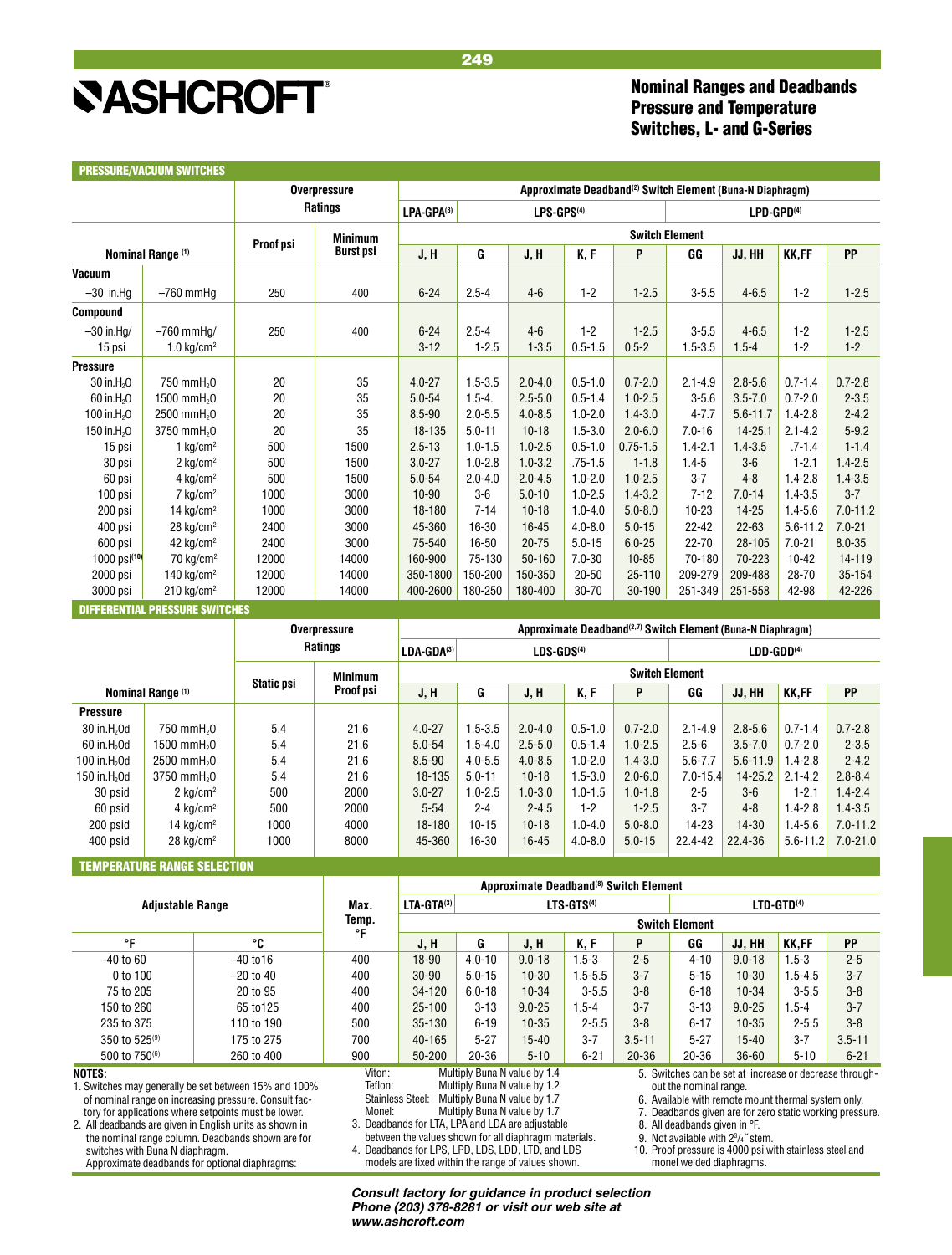# ASHCROFT®

## Nominal Ranges and Deadbands Pressure and Temperature Switches, L- and G-Series

### PRESSURE/VACUUM SWITCHES

| Nominal Range [1] | | Overpressure Ratings | | Approximate Deadband[2] Switch Element (Buna-N Diaphragm) | | | | | | | | |
|---|---|---|---|---|---|---|---|---|---|---|---|---|
| | | Proof psi | Minimum Burst psi | LPA-GPA[3] | LPS-GPS[4] | | | | LPD-GPD[4] | | | |
| | | | | Switch Element | | | | | | | | |
| | | | | J, H | G | J, H | K, F | P | GG | JJ, HH | KK,FF | PP |
| **Vacuum** | | | | | | | | | | | | |
| –30 in.Hg | –760 mmHg | 250 | 400 | 6-24 | 2.5-4 | 4-6 | 1-2 | 1-2.5 | 3-5.5 | 4-6.5 | 1-2 | 1-2.5 |
| **Compound** | | | | | | | | | | | | |
| –30 in.Hg/ 15 psi | –760 mmHg/ 1.0 kg/cm² | 250 | 400 | 6-24 3-12 | 2.5-4 1-2.5 | 4-6 1-3.5 | 1-2 0.5-1.5 | 1-2.5 0.5-2 | 3-5.5 1.5-3.5 | 4-6.5 1.5-4 | 1-2 1-2 | 1-2.5 1-2 |
| **Pressure** | | | | | | | | | | | | |
| 30 in.$H_2O$ | 750 mm$H_2O$ | 20 | 35 | 4.0-27 | 1.5-3.5 | 2.0-4.0 | 0.5-1.0 | 0.7-2.0 | 2.1-4.9 | 2.8-5.6 | 0.7-1.4 | 0.7-2.8 |
| 60 in.$H_2O$ | 1500 mm$H_2O$ | 20 | 35 | 5.0-54 | 1.5-4. | 2.5-5.0 | 0.5-1.4 | 1.0-2.5 | 3-5.6 | 3.5-7.0 | 0.7-2.0 | 2-3.5 |
| 100 in.$H_2O$ | 2500 mm$H_2O$ | 20 | 35 | 8.5-90 | 2.0-5.5 | 4.0-8.5 | 1.0-2.0 | 1.4-3.0 | 4-7.7 | 5.6-11.7 | 1.4-2.8 | 2-4.2 |
| 150 in.$H_2O$ | 3750 mm$H_2O$ | 20 | 35 | 18-135 | 5.0-11 | 10-18 | 1.5-3.0 | 2.0-6.0 | 7.0-16 | 14-25.1 | 2.1-4.2 | 5-9.2 |
| 15 psi | 1 kg/cm² | 500 | 1500 | 2.5-13 | 1.0-1.5 | 1.0-2.5 | 0.5-1.0 | 0.75-1.5 | 1.4-2.1 | 1.4-3.5 | .7-1.4 | 1-1.4 |
| 30 psi | 2 kg/cm² | 500 | 1500 | 3.0-27 | 1.0-2.8 | 1.0-3.2 | .75-1.5 | 1-1.8 | 1.4-5 | 3-6 | 1-2.1 | 1.4-2.5 |
| 60 psi | 4 kg/cm² | 500 | 1500 | 5.0-54 | 2.0-4.0 | 2.0-4.5 | 1.0-2.0 | 1.0-2.5 | 3-7 | 4-8 | 1.4-2.8 | 1.4-3.5 |
| 100 psi | 7 kg/cm² | 1000 | 3000 | 10-90 | 3-6 | 5.0-10 | 1.0-2.5 | 1.4-3.2 | 7-12 | 7.0-14 | 1.4-3.5 | 3-7 |
| 200 psi | 14 kg/cm² | 1000 | 3000 | 18-180 | 7-14 | 10-18 | 1.0-4.0 | 5.0-8.0 | 10-23 | 14-25 | 1.4-5.6 | 7.0-11.2 |
| 400 psi | 28 kg/cm² | 2400 | 3000 | 45-360 | 16-30 | 16-45 | 4.0-8.0 | 5.0-15 | 22-42 | 22-63 | 5.6-11.2 | 7.0-21 |
| 600 psi | 42 kg/cm² | 2400 | 3000 | 75-540 | 16-50 | 20-75 | 5.0-15 | 6.0-25 | 22-70 | 28-105 | 7.0-21 | 8.0-35 |
| 1000 psi[10] | 70 kg/cm² | 12000 | 14000 | 160-900 | 75-130 | 50-160 | 7.0-30 | 10-85 | 70-180 | 70-223 | 10-42 | 14-119 |
| 2000 psi | 140 kg/cm² | 12000 | 14000 | 350-1800 | 150-200 | 150-350 | 20-50 | 25-110 | 209-279 | 209-488 | 28-70 | 35-154 |
| 3000 psi | 210 kg/cm² | 12000 | 14000 | 400-2600 | 180-250 | 180-400 | 30-70 | 30-190 | 251-349 | 251-558 | 42-98 | 42-226 |

### DIFFERENTIAL PRESSURE SWITCHES

| Nominal Range [1] | | Overpressure Ratings | | Approximate Deadband[2,7] Switch Element (Buna-N Diaphragm) | | | | | | | | |
|---|---|---|---|---|---|---|---|---|---|---|---|---|
| | | Static psi | Minimum Proof psi | LDA-GDA[3] | LDS-GDS[4] | | | | LDD-GDD[4] | | | |
| | | | | Switch Element | | | | | | | | |
| | | | | J, H | G | J, H | K, F | P | GG | JJ, HH | KK,FF | PP |
| **Pressure** | | | | | | | | | | | | |
| 30 in.$H_2O$d | 750 mm$H_2O$ | 5.4 | 21.6 | 4.0-27 | 1.5-3.5 | 2.0-4.0 | 0.5-1.0 | 0.7-2.0 | 2.1-4.9 | 2.8-5.6 | 0.7-1.4 | 0.7-2.8 |
| 60 in.$H_2O$d | 1500 mm$H_2O$ | 5.4 | 21.6 | 5.0-54 | 1.5-4.0 | 2.5-5.0 | 0.5-1.4 | 1.0-2.5 | 2.5-6 | 3.5-7.0 | 0.7-2.0 | 2-3.5 |
| 100 in.$H_2O$d | 2500 mm$H_2O$ | 5.4 | 21.6 | 8.5-90 | 4.0-5.5 | 4.0-8.5 | 1.0-2.0 | 1.4-3.0 | 5.6-7.7 | 5.6-11.9 | 1.4-2.8 | 2-4.2 |
| 150 in.$H_2O$d | 3750 mm$H_2O$ | 5.4 | 21.6 | 18-135 | 5.0-11 | 10-18 | 1.5-3.0 | 2.0-6.0 | 7.0-15.4 | 14-25.2 | 2.1-4.2 | 2.8-8.4 |
| 30 psid | 2 kg/cm² | 500 | 2000 | 3.0-27 | 1.0-2.5 | 1.0-3.0 | 1.0-1.5 | 1.0-1.8 | 2-5 | 3-6 | 1-2.1 | 1.4-2.4 |
| 60 psid | 4 kg/cm² | 500 | 2000 | 5-54 | 2-4 | 2-4.5 | 1-2 | 1-2.5 | 3-7 | 4-8 | 1.4-2.8 | 1.4-3.5 |
| 200 psid | 14 kg/cm² | 1000 | 4000 | 18-180 | 10-15 | 10-18 | 1.0-4.0 | 5.0-8.0 | 14-23 | 14-30 | 1.4-5.6 | 7.0-11.2 |
| 400 psid | 28 kg/cm² | 1000 | 8000 | 45-360 | 16-30 | 16-45 | 4.0-8.0 | 5.0-15 | 22.4-42 | 22.4-36 | 5.6-11.2 | 7.0-21.0 |

### TEMPERATURE RANGE SELECTION

| Adjustable Range | | Max. Temp. °F | Approximate Deadband[8] Switch Element | | | | | | | | |
|---|---|---|---|---|---|---|---|---|---|---|---|
| | | | LTA-GTA[3] | LTS-GTS[4] | | | | LTD-GTD[4] | | | |
| | | | Switch Element | | | | | | | | |
| °F | °C | | J, H | G | J, H | K, F | P | GG | JJ, HH | KK,FF | PP |
| –40 to 60 | –40 to16 | 400 | 18-90 | 4.0-10 | 9.0-18 | 1.5-3 | 2-5 | 4-10 | 9.0-18 | 1.5-3 | 2-5 |
| 0 to 100 | –20 to 40 | 400 | 30-90 | 5.0-15 | 10-30 | 1.5-5.5 | 3-7 | 5-15 | 10-30 | 1.5-4.5 | 3-7 |
| 75 to 205 | 20 to 95 | 400 | 34-120 | 6.0-18 | 10-34 | 3-5.5 | 3-8 | 6-18 | 10-34 | 3-5.5 | 3-8 |
| 150 to 260 | 65 to125 | 400 | 25-100 | 3-13 | 9.0-25 | 1.5-4 | 3-7 | 3-13 | 9.0-25 | 1.5-4 | 3-7 |
| 235 to 375 | 110 to 190 | 500 | 35-130 | 6-19 | 10-35 | 2-5.5 | 3-8 | 6-17 | 10-35 | 2-5.5 | 3-8 |
| 350 to 525[9] | 175 to 275 | 700 | 40-165 | 5-27 | 15-40 | 3-7 | 3.5-11 | 5-27 | 15-40 | 3-7 | 3.5-11 |
| 500 to 750[6] | 260 to 400 | 900 | 50-200 | 20-36 | 5-10 | 6-21 | 20-36 | 20-36 | 36-60 | 5-10 | 6-21 |

**NOTES:**

1. Switches may generally be set between 15% and 100% of nominal range on increasing pressure. Consult factory for applications where setpoints must be lower.
2. All deadbands are given in English units as shown in the nominal range column. Deadbands shown are for switches with Buna N diaphragm. Approximate deadbands for optional diaphragms:
   - Viton: Multiply Buna N value by 1.4
   - Teflon: Multiply Buna N value by 1.2
   - Stainless Steel: Multiply Buna N value by 1.7
   - Monel: Multiply Buna N value by 1.7
3. Deadbands for LTA, LPA and LDA are adjustable between the values shown for all diaphragm materials.
4. Deadbands for LPS, LPD, LDS, LDD, LTD, and LDS models are fixed within the range of values shown.
5. Switches can be set at increase or decrease throughout the nominal range.
6. Available with remote mount thermal system only.
7. Deadbands given are for zero static working pressure.
8. All deadbands given in °F.
9. Not available with 2³/₄˝ stem.
10. Proof pressure is 4000 psi with stainless steel and monel welded diaphragms.

***Consult factory for guidance in product selection Phone (203) 378-8281 or visit our web site at www.ashcroft.com***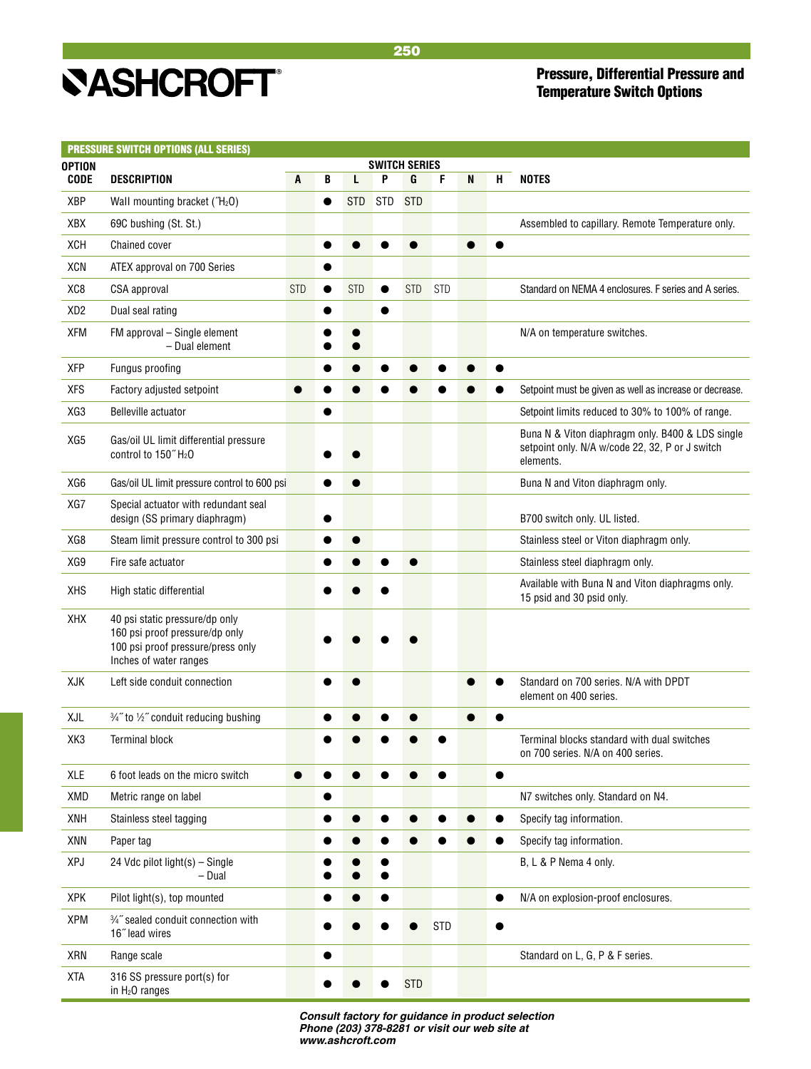# ASHCROFT

## Pressure, Differential Pressure and Temperature Switch Options

### PRESSURE SWITCH OPTIONS (ALL SERIES)

| OPTION CODE | DESCRIPTION | SWITCH SERIES A | B | L | P | G | F | N | H | NOTES |
|---|---|---|---|---|---|---|---|---|---|---|
| XBP | Wall mounting bracket (″$H_2O$) | | ● | STD | STD | STD | | | | |
| XBX | 69C bushing (St. St.) | | | | | | | | | Assembled to capillary. Remote Temperature only. |
| XCH | Chained cover | | ● | ● | ● | ● | | ● | ● | |
| XCN | ATEX approval on 700 Series | | ● | | | | | | | |
| XC8 | CSA approval | STD | ● | STD | ● | STD | STD | | | Standard on NEMA 4 enclosures. F series and A series. |
| XD2 | Dual seal rating | | ● | | ● | | | | | |
| XFM | FM approval – Single element – Dual element | | ● ● | ● ● | | | | | | N/A on temperature switches. |
| XFP | Fungus proofing | | ● | ● | ● | ● | ● | ● | ● | |
| XFS | Factory adjusted setpoint | ● | ● | ● | ● | ● | ● | ● | ● | Setpoint must be given as well as increase or decrease. |
| XG3 | Belleville actuator | | ● | | | | | | | Setpoint limits reduced to 30% to 100% of range. |
| XG5 | Gas/oil UL limit differential pressure control to 150″ $H_2O$ | | ● | ● | | | | | | Buna N & Viton diaphragm only. B400 & LDS single setpoint only. N/A w/code 22, 32, P or J switch elements. |
| XG6 | Gas/oil UL limit pressure control to 600 psi | | ● | ● | | | | | | Buna N and Viton diaphragm only. |
| XG7 | Special actuator with redundant seal design (SS primary diaphragm) | | ● | | | | | | | B700 switch only. UL listed. |
| XG8 | Steam limit pressure control to 300 psi | | ● | ● | | | | | | Stainless steel or Viton diaphragm only. |
| XG9 | Fire safe actuator | | ● | ● | ● | ● | | | | Stainless steel diaphragm only. |
| XHS | High static differential | | ● | ● | ● | | | | | Available with Buna N and Viton diaphragms only. 15 psid and 30 psid only. |
| XHX | 40 psi static pressure/dp only 160 psi proof pressure/dp only 100 psi proof pressure/press only Inches of water ranges | | ● | ● | ● | ● | | | | |
| XJK | Left side conduit connection | | ● | ● | | | | ● | ● | Standard on 700 series. N/A with DPDT element on 400 series. |
| XJL | ¾″ to ½″ conduit reducing bushing | | ● | ● | ● | ● | | ● | ● | |
| XK3 | Terminal block | | ● | ● | ● | ● | ● | | | Terminal blocks standard with dual switches on 700 series. N/A on 400 series. |
| XLE | 6 foot leads on the micro switch | ● | ● | ● | ● | ● | ● | | ● | |
| XMD | Metric range on label | | ● | | | | | | | N7 switches only. Standard on N4. |
| XNH | Stainless steel tagging | | ● | ● | ● | ● | ● | ● | ● | Specify tag information. |
| XNN | Paper tag | | ● | ● | ● | ● | ● | ● | ● | Specify tag information. |
| XPJ | 24 Vdc pilot light(s) – Single – Dual | | ● ● | ● ● | ● ● | | | | | B, L & P Nema 4 only. |
| XPK | Pilot light(s), top mounted | | ● | ● | ● | | | | ● | N/A on explosion-proof enclosures. |
| XPM | ¾″ sealed conduit connection with 16″ lead wires | | ● | ● | ● | ● | STD | | ● | |
| XRN | Range scale | | ● | | | | | | | Standard on L, G, P & F series. |
| XTA | 316 SS pressure port(s) for in $H_2O$ ranges | | ● | ● | ● | STD | | | | |

*Consult factory for guidance in product selection Phone (203) 378-8281 or visit our web site at www.ashcroft.com*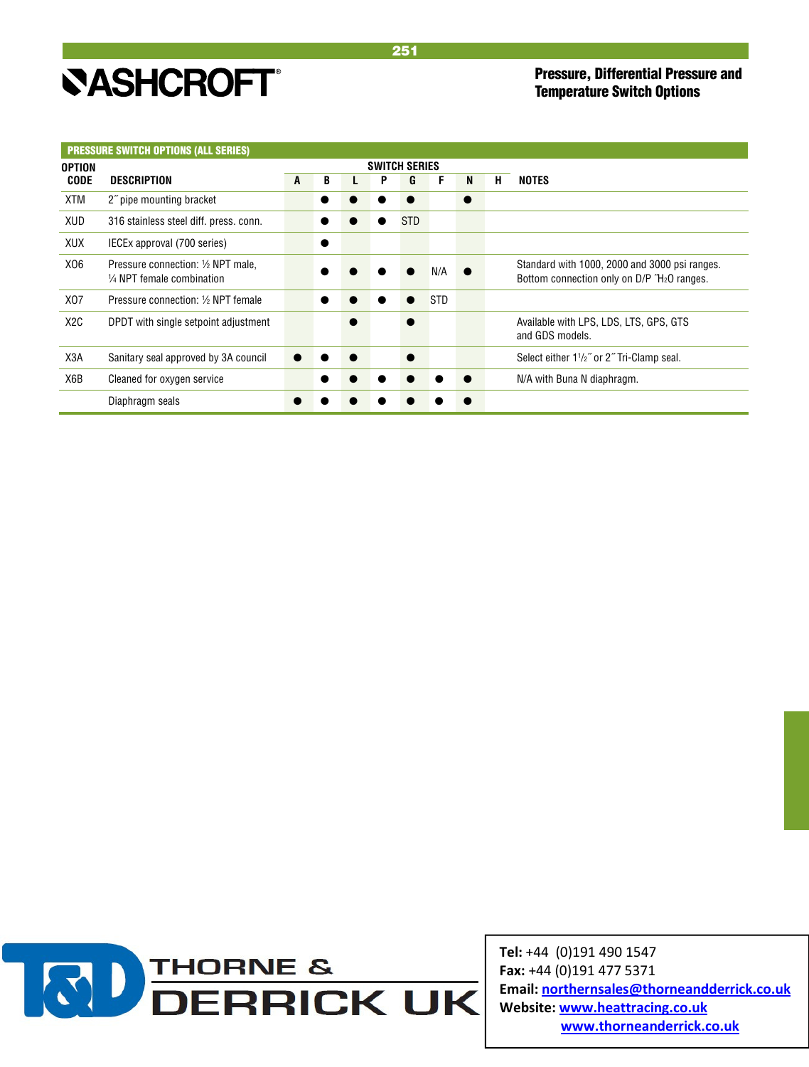# ASHCROFT®

## Pressure, Differential Pressure and Temperature Switch Options

**PRESSURE SWITCH OPTIONS (ALL SERIES)**

| OPTION CODE | DESCRIPTION | SWITCH SERIES A | B | L | P | G | F | N | H | NOTES |
|---|---|---|---|---|---|---|---|---|---|---|
| XTM | 2″ pipe mounting bracket | | ● | ● | ● | ● | | ● | | |
| XUD | 316 stainless steel diff. press. conn. | | ● | ● | ● | STD | | | | |
| XUX | IECEx approval (700 series) | | ● | | | | | | | |
| X06 | Pressure connection: ½ NPT male, ¼ NPT female combination | | ● | ● | ● | ● | N/A | ● | | Standard with 1000, 2000 and 3000 psi ranges. Bottom connection only on D/P ″$H_2O$ ranges. |
| X07 | Pressure connection: ½ NPT female | | ● | ● | ● | ● | STD | | | |
| X2C | DPDT with single setpoint adjustment | | | ● | | ● | | | | Available with LPS, LDS, LTS, GPS, GTS and GDS models. |
| X3A | Sanitary seal approved by 3A council | ● | ● | ● | | ● | | | | Select either 1½″ or 2″ Tri-Clamp seal. |
| X6B | Cleaned for oxygen service | | ● | ● | ● | ● | ● | ● | | N/A with Buna N diaphragm. |
| | Diaphragm seals | ● | ● | ● | ● | ● | ● | ● | | |

**THORNE & DERRICK UK**

**Tel:** +44 (0)191 490 1547
**Fax:** +44 (0)191 477 5371
**Email:** northernsales@thorneandderrick.co.uk
**Website:** www.heattracing.co.uk
www.thorneanderrick.co.uk